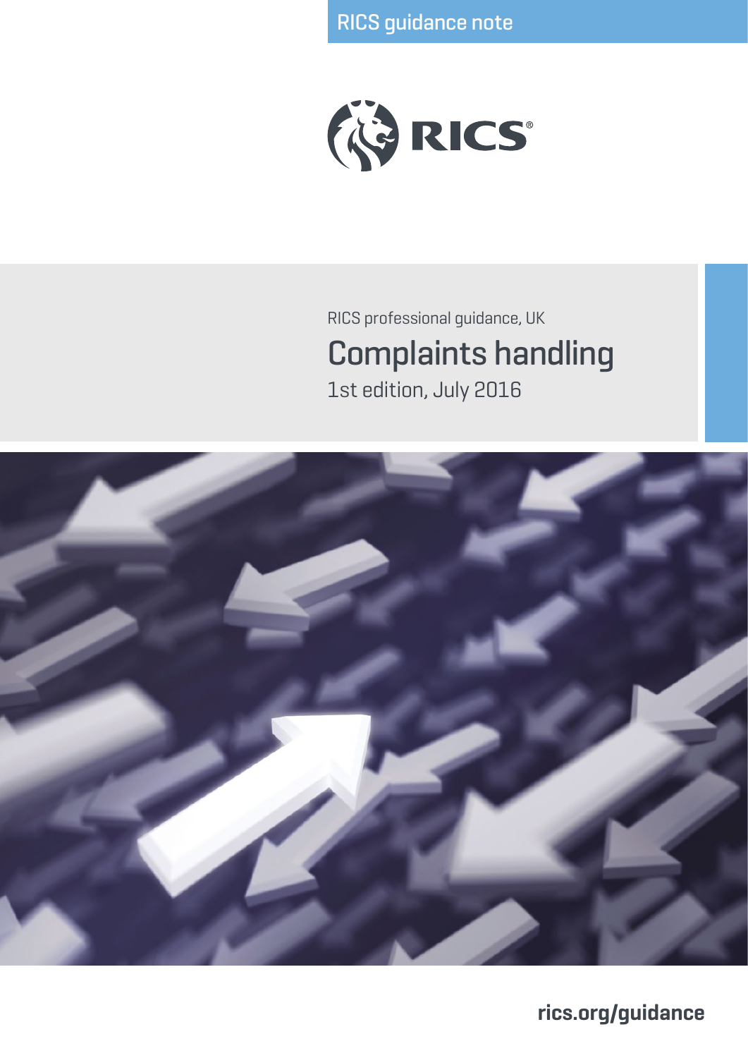RICS guidance note

RICS

RICS professional guidance, UK

# Complaints handling

1st edition, July 2016

rics.org/guidance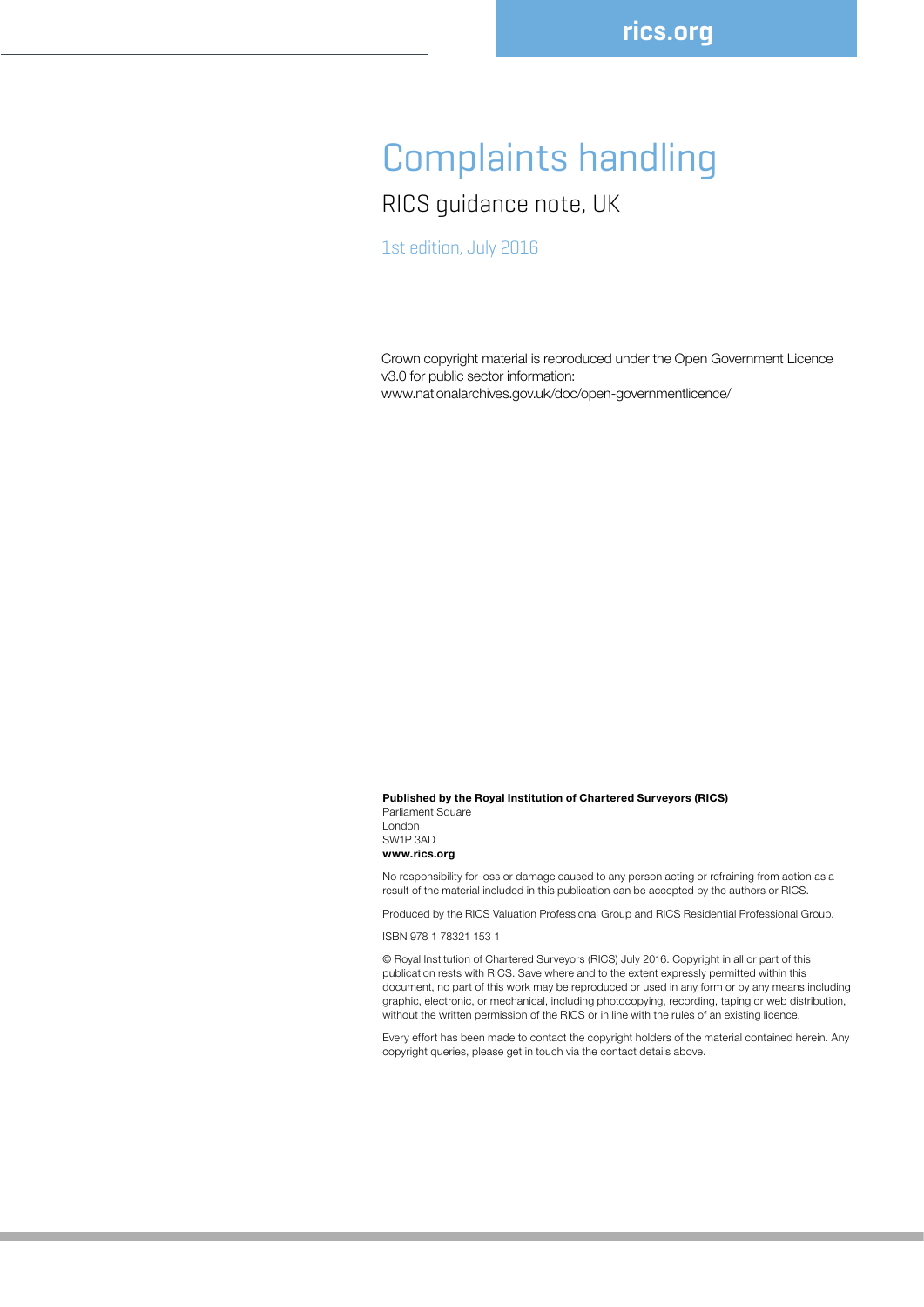# Complaints handling

## RICS guidance note, UK

1st edition, July 2016

Crown copyright material is reproduced under the Open Government Licence v3.0 for public sector information: www.nationalarchives.gov.uk/doc/open-governmentlicence/

**Published by the Royal Institution of Chartered Surveyors (RICS)**
Parliament Square
London
SW1P 3AD
**www.rics.org**

No responsibility for loss or damage caused to any person acting or refraining from action as a result of the material included in this publication can be accepted by the authors or RICS.

Produced by the RICS Valuation Professional Group and RICS Residential Professional Group.

ISBN 978 1 78321 153 1

© Royal Institution of Chartered Surveyors (RICS) July 2016. Copyright in all or part of this publication rests with RICS. Save where and to the extent expressly permitted within this document, no part of this work may be reproduced or used in any form or by any means including graphic, electronic, or mechanical, including photocopying, recording, taping or web distribution, without the written permission of the RICS or in line with the rules of an existing licence.

Every effort has been made to contact the copyright holders of the material contained herein. Any copyright queries, please get in touch via the contact details above.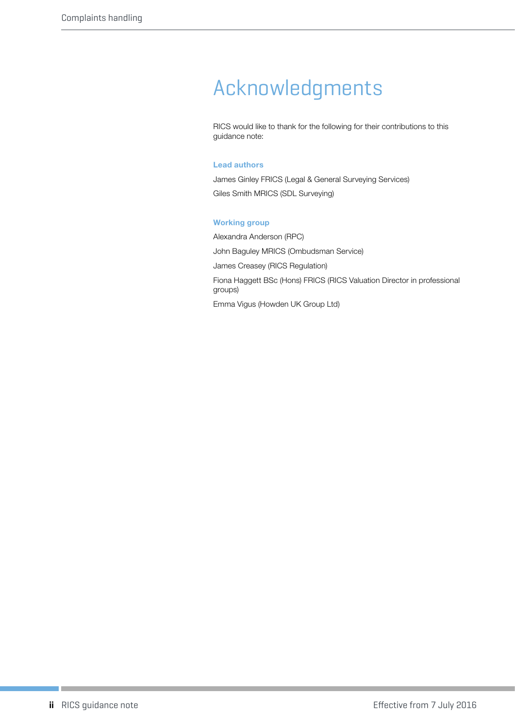# Acknowledgments

RICS would like to thank for the following for their contributions to this guidance note:

### Lead authors

James Ginley FRICS (Legal & General Surveying Services)

Giles Smith MRICS (SDL Surveying)

### Working group

Alexandra Anderson (RPC)

John Baguley MRICS (Ombudsman Service)

James Creasey (RICS Regulation)

Fiona Haggett BSc (Hons) FRICS (RICS Valuation Director in professional groups)

Emma Vigus (Howden UK Group Ltd)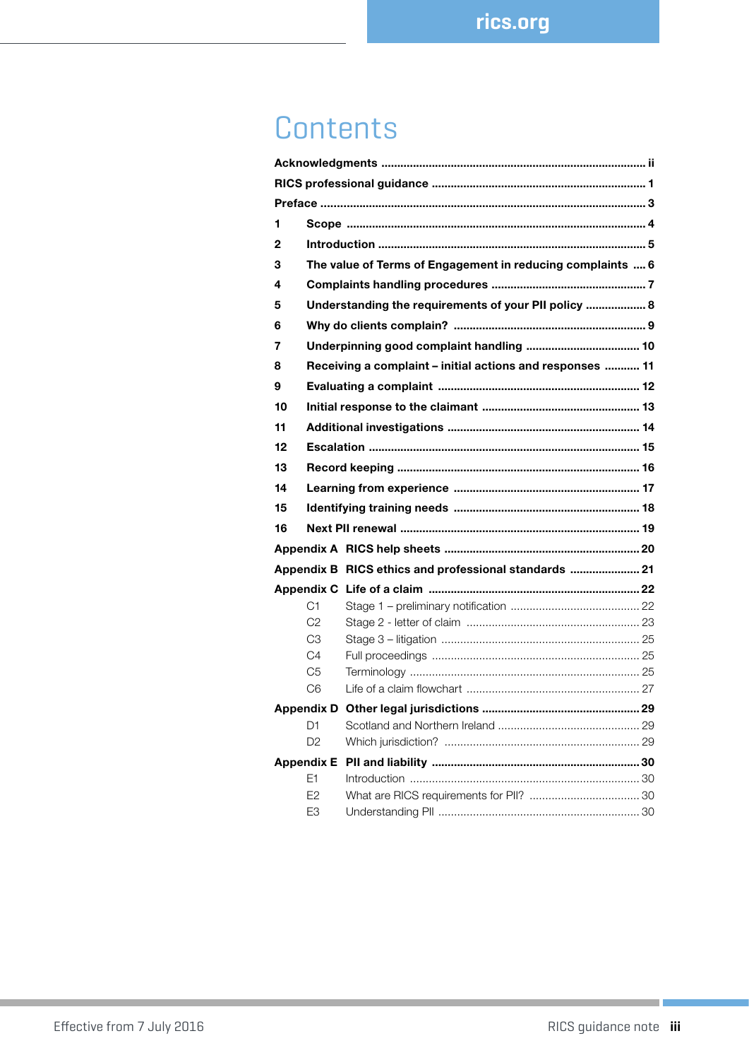# Contents

**Acknowledgments** ..... ii

**RICS professional guidance** ..... 1

**Preface** ..... 3

**1 Scope** ..... 4

**2 Introduction** ..... 5

**3 The value of Terms of Engagement in reducing complaints** ..... 6

**4 Complaints handling procedures** ..... 7

**5 Understanding the requirements of your PII policy** ..... 8

**6 Why do clients complain?** ..... 9

**7 Underpinning good complaint handling** ..... 10

**8 Receiving a complaint – initial actions and responses** ..... 11

**9 Evaluating a complaint** ..... 12

**10 Initial response to the claimant** ..... 13

**11 Additional investigations** ..... 14

**12 Escalation** ..... 15

**13 Record keeping** ..... 16

**14 Learning from experience** ..... 17

**15 Identifying training needs** ..... 18

**16 Next PII renewal** ..... 19

**Appendix A RICS help sheets** ..... 20

**Appendix B RICS ethics and professional standards** ..... 21

**Appendix C Life of a claim** ..... 22

- C1 Stage 1 – preliminary notification ..... 22
- C2 Stage 2 - letter of claim ..... 23
- C3 Stage 3 – litigation ..... 25
- C4 Full proceedings ..... 25
- C5 Terminology ..... 25
- C6 Life of a claim flowchart ..... 27

**Appendix D Other legal jurisdictions** ..... 29

- D1 Scotland and Northern Ireland ..... 29
- D2 Which jurisdiction? ..... 29

**Appendix E PII and liability** ..... 30

- E1 Introduction ..... 30
- E2 What are RICS requirements for PII? ..... 30
- E3 Understanding PII ..... 30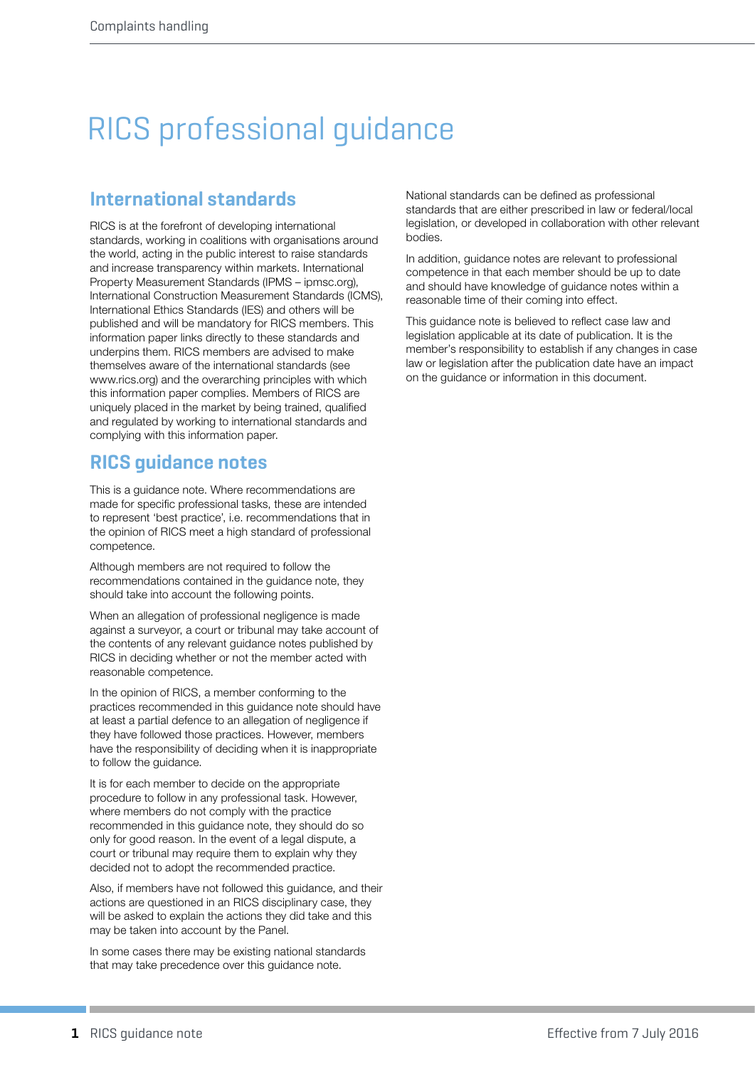# RICS professional guidance

## International standards

RICS is at the forefront of developing international standards, working in coalitions with organisations around the world, acting in the public interest to raise standards and increase transparency within markets. International Property Measurement Standards (IPMS – ipmsc.org), International Construction Measurement Standards (ICMS), International Ethics Standards (IES) and others will be published and will be mandatory for RICS members. This information paper links directly to these standards and underpins them. RICS members are advised to make themselves aware of the international standards (see www.rics.org) and the overarching principles with which this information paper complies. Members of RICS are uniquely placed in the market by being trained, qualified and regulated by working to international standards and complying with this information paper.

## RICS guidance notes

This is a guidance note. Where recommendations are made for specific professional tasks, these are intended to represent 'best practice', i.e. recommendations that in the opinion of RICS meet a high standard of professional competence.

Although members are not required to follow the recommendations contained in the guidance note, they should take into account the following points.

When an allegation of professional negligence is made against a surveyor, a court or tribunal may take account of the contents of any relevant guidance notes published by RICS in deciding whether or not the member acted with reasonable competence.

In the opinion of RICS, a member conforming to the practices recommended in this guidance note should have at least a partial defence to an allegation of negligence if they have followed those practices. However, members have the responsibility of deciding when it is inappropriate to follow the guidance.

It is for each member to decide on the appropriate procedure to follow in any professional task. However, where members do not comply with the practice recommended in this guidance note, they should do so only for good reason. In the event of a legal dispute, a court or tribunal may require them to explain why they decided not to adopt the recommended practice.

Also, if members have not followed this guidance, and their actions are questioned in an RICS disciplinary case, they will be asked to explain the actions they did take and this may be taken into account by the Panel.

In some cases there may be existing national standards that may take precedence over this guidance note.

National standards can be defined as professional standards that are either prescribed in law or federal/local legislation, or developed in collaboration with other relevant bodies.

In addition, guidance notes are relevant to professional competence in that each member should be up to date and should have knowledge of guidance notes within a reasonable time of their coming into effect.

This guidance note is believed to reflect case law and legislation applicable at its date of publication. It is the member's responsibility to establish if any changes in case law or legislation after the publication date have an impact on the guidance or information in this document.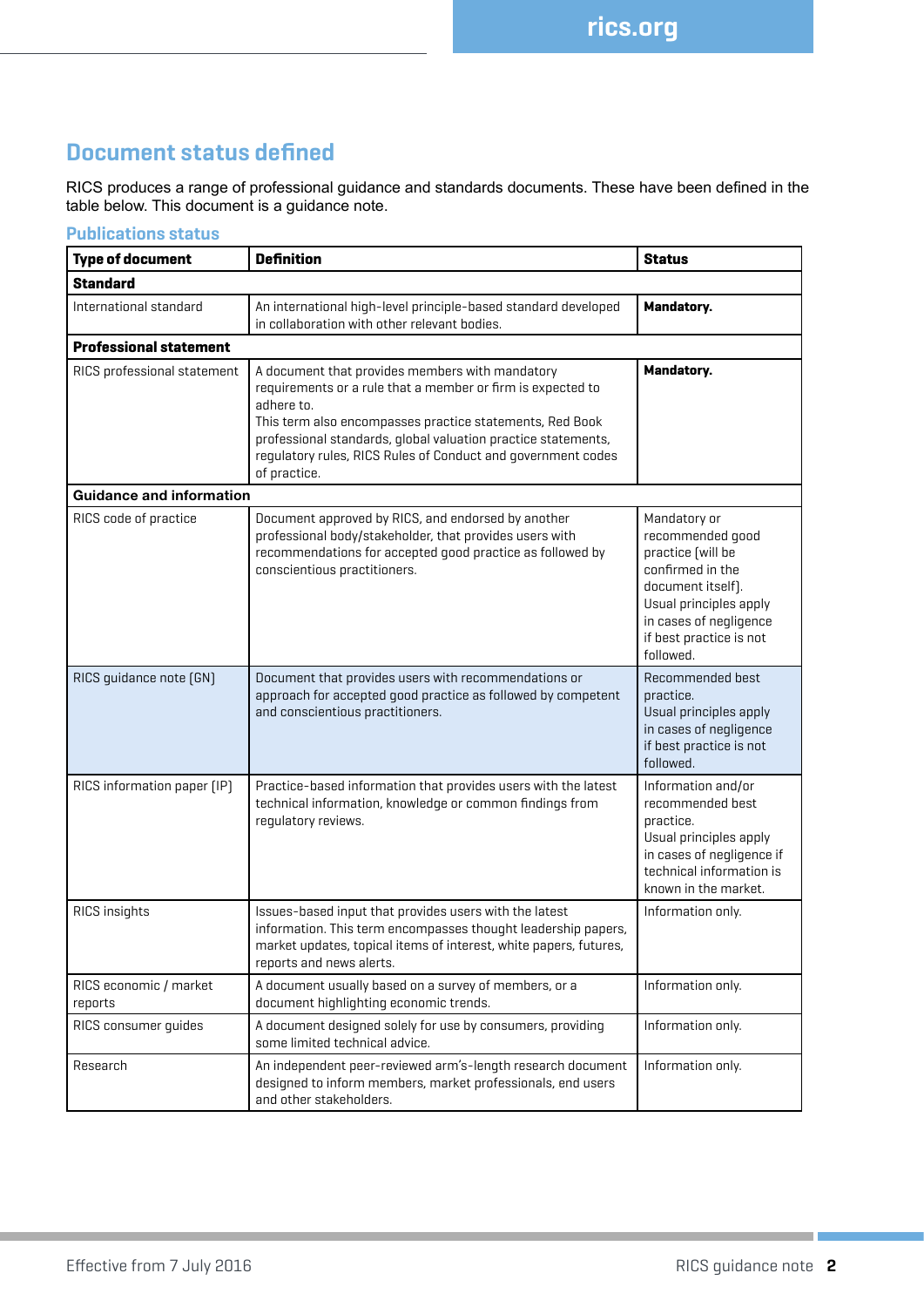## Document status defined

RICS produces a range of professional guidance and standards documents. These have been defined in the table below. This document is a guidance note.

### Publications status

| Type of document | Definition | Status |
|---|---|---|
| **Standard** | | |
| International standard | An international high-level principle-based standard developed in collaboration with other relevant bodies. | **Mandatory.** |
| **Professional statement** | | |
| RICS professional statement | A document that provides members with mandatory requirements or a rule that a member or firm is expected to adhere to. This term also encompasses practice statements, Red Book professional standards, global valuation practice statements, regulatory rules, RICS Rules of Conduct and government codes of practice. | **Mandatory.** |
| **Guidance and information** | | |
| RICS code of practice | Document approved by RICS, and endorsed by another professional body/stakeholder, that provides users with recommendations for accepted good practice as followed by conscientious practitioners. | Mandatory or recommended good practice (will be confirmed in the document itself). Usual principles apply in cases of negligence if best practice is not followed. |
| RICS guidance note (GN) | Document that provides users with recommendations or approach for accepted good practice as followed by competent and conscientious practitioners. | Recommended best practice. Usual principles apply in cases of negligence if best practice is not followed. |
| RICS information paper (IP) | Practice-based information that provides users with the latest technical information, knowledge or common findings from regulatory reviews. | Information and/or recommended best practice. Usual principles apply in cases of negligence if technical information is known in the market. |
| RICS insights | Issues-based input that provides users with the latest information. This term encompasses thought leadership papers, market updates, topical items of interest, white papers, futures, reports and news alerts. | Information only. |
| RICS economic / market reports | A document usually based on a survey of members, or a document highlighting economic trends. | Information only. |
| RICS consumer guides | A document designed solely for use by consumers, providing some limited technical advice. | Information only. |
| Research | An independent peer-reviewed arm's-length research document designed to inform members, market professionals, end users and other stakeholders. | Information only. |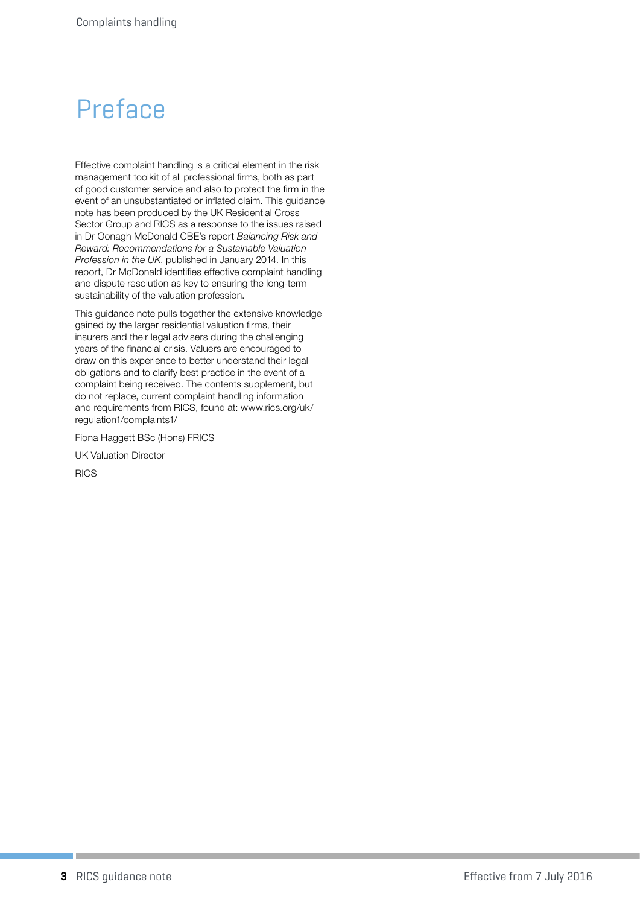# Preface

Effective complaint handling is a critical element in the risk management toolkit of all professional firms, both as part of good customer service and also to protect the firm in the event of an unsubstantiated or inflated claim. This guidance note has been produced by the UK Residential Cross Sector Group and RICS as a response to the issues raised in Dr Oonagh McDonald CBE's report *Balancing Risk and Reward: Recommendations for a Sustainable Valuation Profession in the UK*, published in January 2014. In this report, Dr McDonald identifies effective complaint handling and dispute resolution as key to ensuring the long-term sustainability of the valuation profession.

This guidance note pulls together the extensive knowledge gained by the larger residential valuation firms, their insurers and their legal advisers during the challenging years of the financial crisis. Valuers are encouraged to draw on this experience to better understand their legal obligations and to clarify best practice in the event of a complaint being received. The contents supplement, but do not replace, current complaint handling information and requirements from RICS, found at: www.rics.org/uk/regulation1/complaints1/

Fiona Haggett BSc (Hons) FRICS

UK Valuation Director

RICS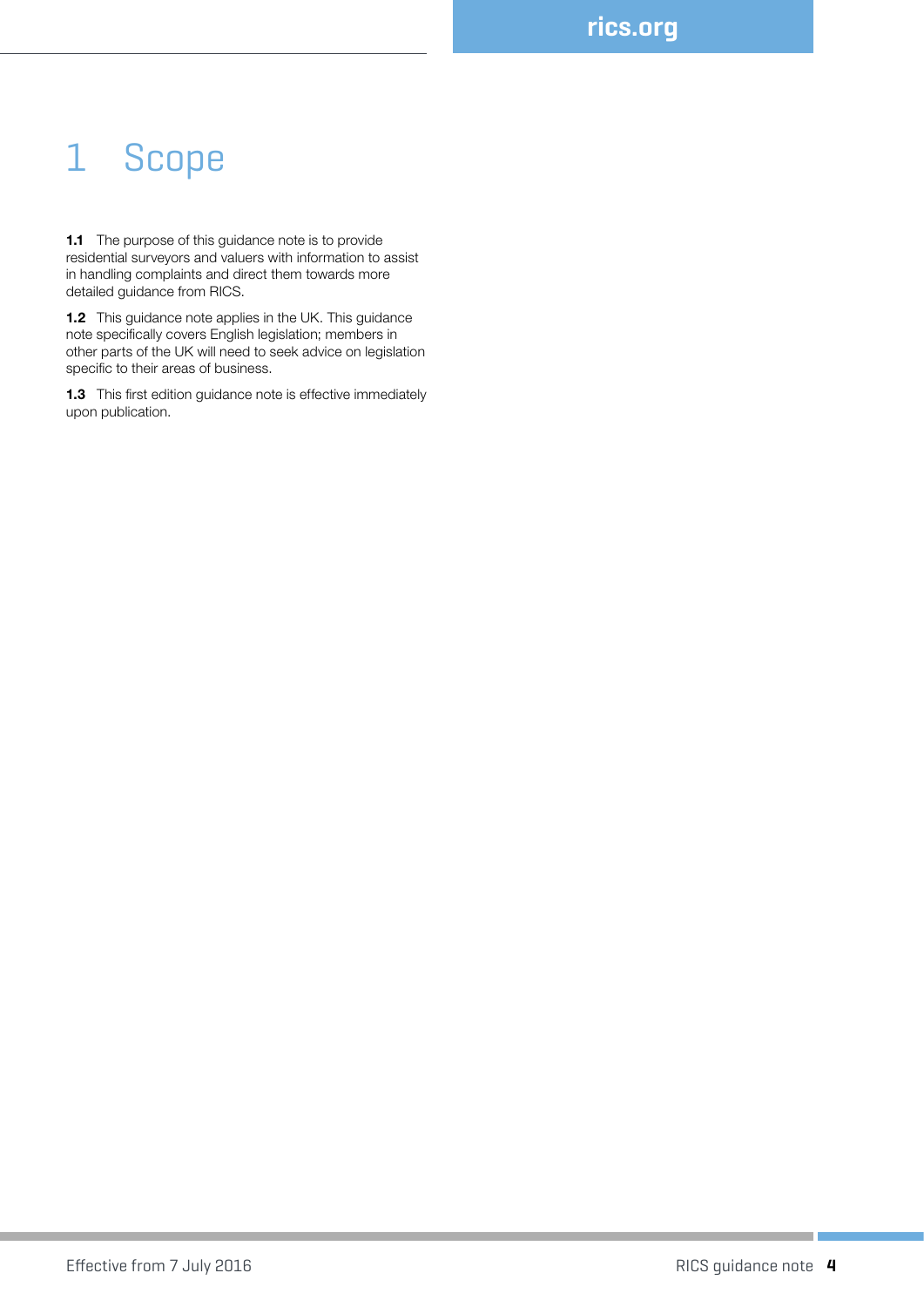# 1 Scope

**1.1** The purpose of this guidance note is to provide residential surveyors and valuers with information to assist in handling complaints and direct them towards more detailed guidance from RICS.

**1.2** This guidance note applies in the UK. This guidance note specifically covers English legislation; members in other parts of the UK will need to seek advice on legislation specific to their areas of business.

**1.3** This first edition guidance note is effective immediately upon publication.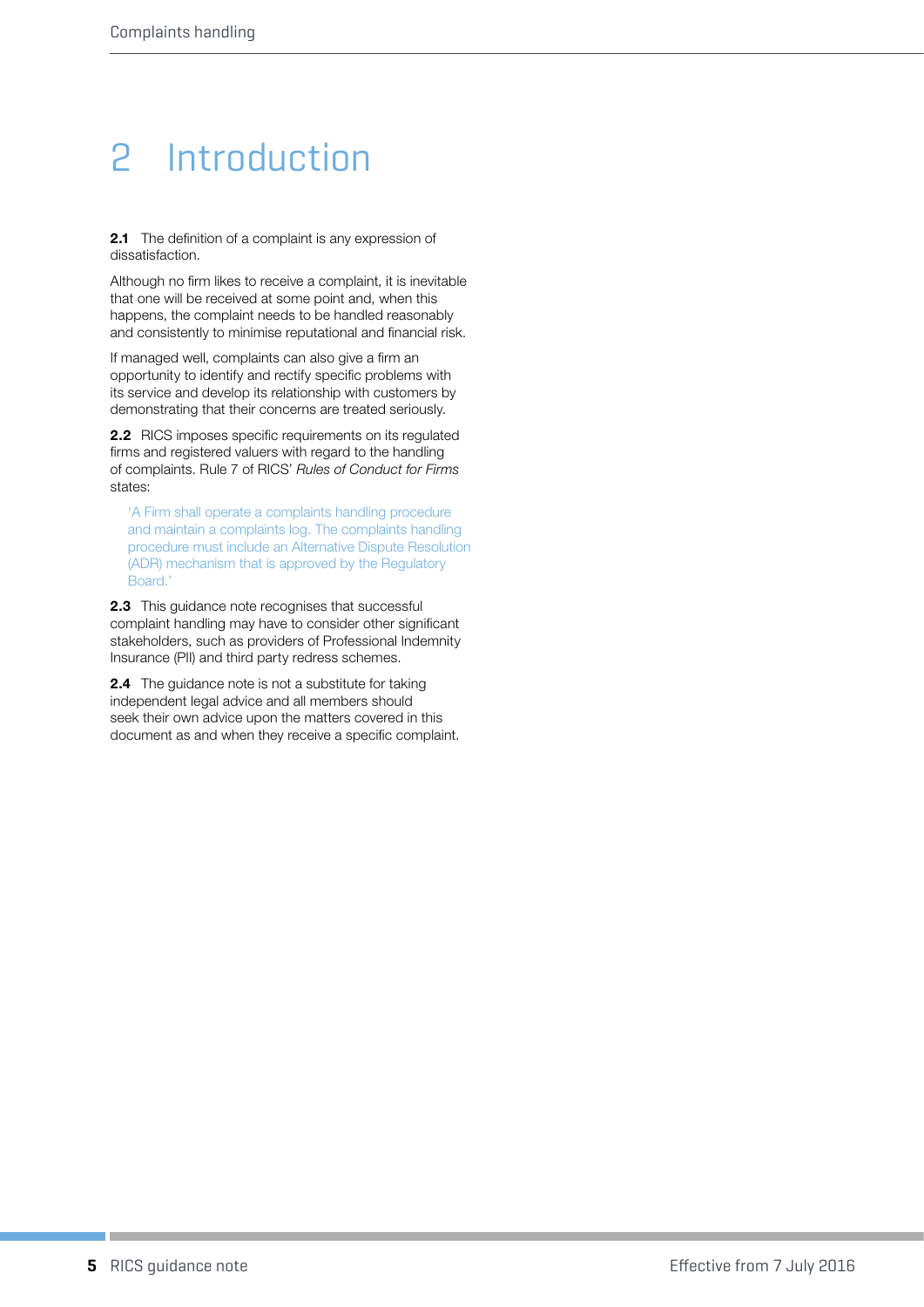# 2 Introduction

**2.1** The definition of a complaint is any expression of dissatisfaction.

Although no firm likes to receive a complaint, it is inevitable that one will be received at some point and, when this happens, the complaint needs to be handled reasonably and consistently to minimise reputational and financial risk.

If managed well, complaints can also give a firm an opportunity to identify and rectify specific problems with its service and develop its relationship with customers by demonstrating that their concerns are treated seriously.

**2.2** RICS imposes specific requirements on its regulated firms and registered valuers with regard to the handling of complaints. Rule 7 of RICS' *Rules of Conduct for Firms* states:

> 'A Firm shall operate a complaints handling procedure and maintain a complaints log. The complaints handling procedure must include an Alternative Dispute Resolution (ADR) mechanism that is approved by the Regulatory Board.'

**2.3** This guidance note recognises that successful complaint handling may have to consider other significant stakeholders, such as providers of Professional Indemnity Insurance (PII) and third party redress schemes.

**2.4** The guidance note is not a substitute for taking independent legal advice and all members should seek their own advice upon the matters covered in this document as and when they receive a specific complaint.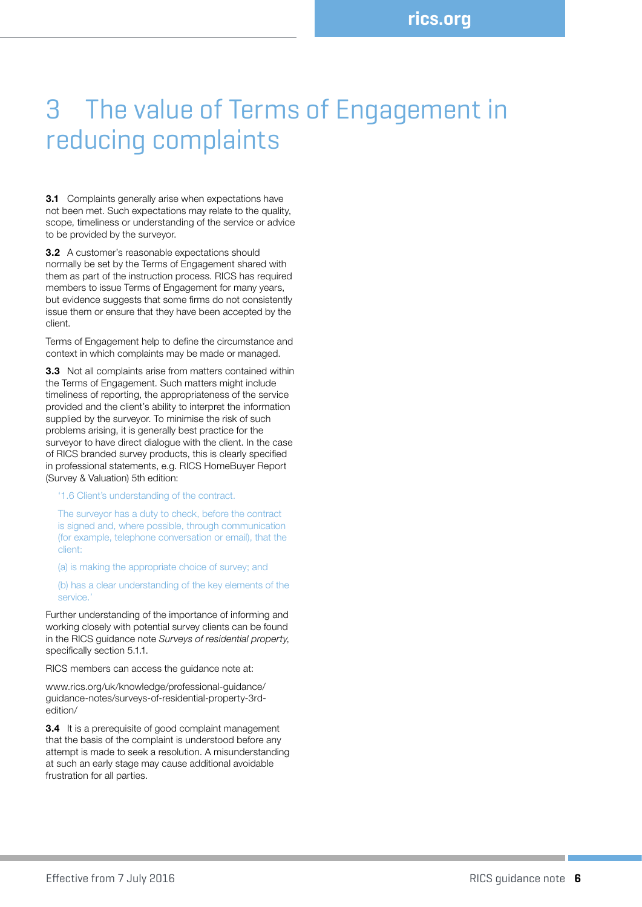# 3 The value of Terms of Engagement in reducing complaints

**3.1** Complaints generally arise when expectations have not been met. Such expectations may relate to the quality, scope, timeliness or understanding of the service or advice to be provided by the surveyor.

**3.2** A customer's reasonable expectations should normally be set by the Terms of Engagement shared with them as part of the instruction process. RICS has required members to issue Terms of Engagement for many years, but evidence suggests that some firms do not consistently issue them or ensure that they have been accepted by the client.

Terms of Engagement help to define the circumstance and context in which complaints may be made or managed.

**3.3** Not all complaints arise from matters contained within the Terms of Engagement. Such matters might include timeliness of reporting, the appropriateness of the service provided and the client's ability to interpret the information supplied by the surveyor. To minimise the risk of such problems arising, it is generally best practice for the surveyor to have direct dialogue with the client. In the case of RICS branded survey products, this is clearly specified in professional statements, e.g. RICS HomeBuyer Report (Survey & Valuation) 5th edition:

> '1.6 Client's understanding of the contract.
>
> The surveyor has a duty to check, before the contract is signed and, where possible, through communication (for example, telephone conversation or email), that the client:
>
> (a) is making the appropriate choice of survey; and
>
> (b) has a clear understanding of the key elements of the service.'

Further understanding of the importance of informing and working closely with potential survey clients can be found in the RICS guidance note *Surveys of residential property*, specifically section 5.1.1.

RICS members can access the guidance note at:

www.rics.org/uk/knowledge/professional-guidance/guidance-notes/surveys-of-residential-property-3rd-edition/

**3.4** It is a prerequisite of good complaint management that the basis of the complaint is understood before any attempt is made to seek a resolution. A misunderstanding at such an early stage may cause additional avoidable frustration for all parties.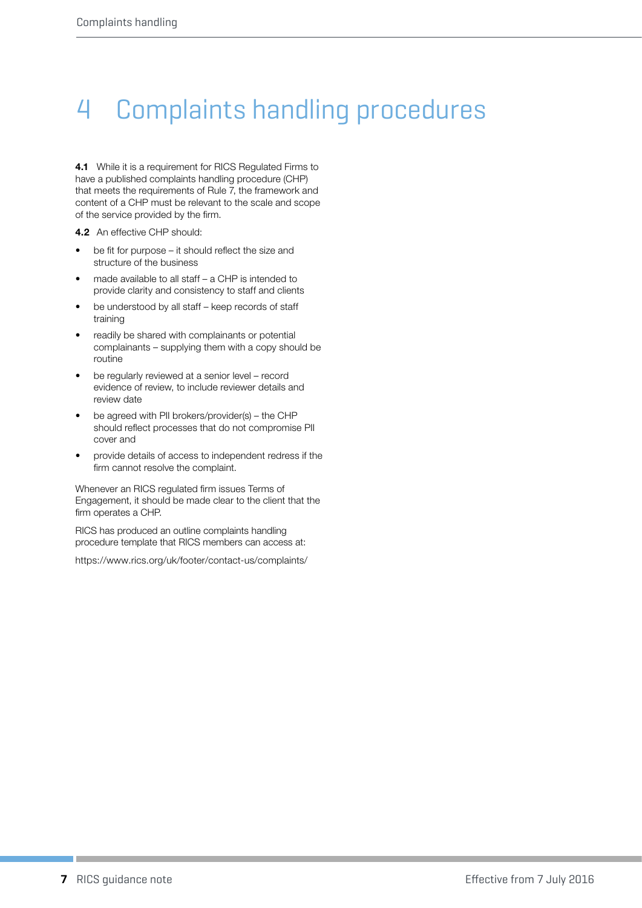# 4 Complaints handling procedures

**4.1** While it is a requirement for RICS Regulated Firms to have a published complaints handling procedure (CHP) that meets the requirements of Rule 7, the framework and content of a CHP must be relevant to the scale and scope of the service provided by the firm.

**4.2** An effective CHP should:

- be fit for purpose – it should reflect the size and structure of the business
- made available to all staff – a CHP is intended to provide clarity and consistency to staff and clients
- be understood by all staff – keep records of staff training
- readily be shared with complainants or potential complainants – supplying them with a copy should be routine
- be regularly reviewed at a senior level – record evidence of review, to include reviewer details and review date
- be agreed with PII brokers/provider(s) – the CHP should reflect processes that do not compromise PII cover and
- provide details of access to independent redress if the firm cannot resolve the complaint.

Whenever an RICS regulated firm issues Terms of Engagement, it should be made clear to the client that the firm operates a CHP.

RICS has produced an outline complaints handling procedure template that RICS members can access at:

https://www.rics.org/uk/footer/contact-us/complaints/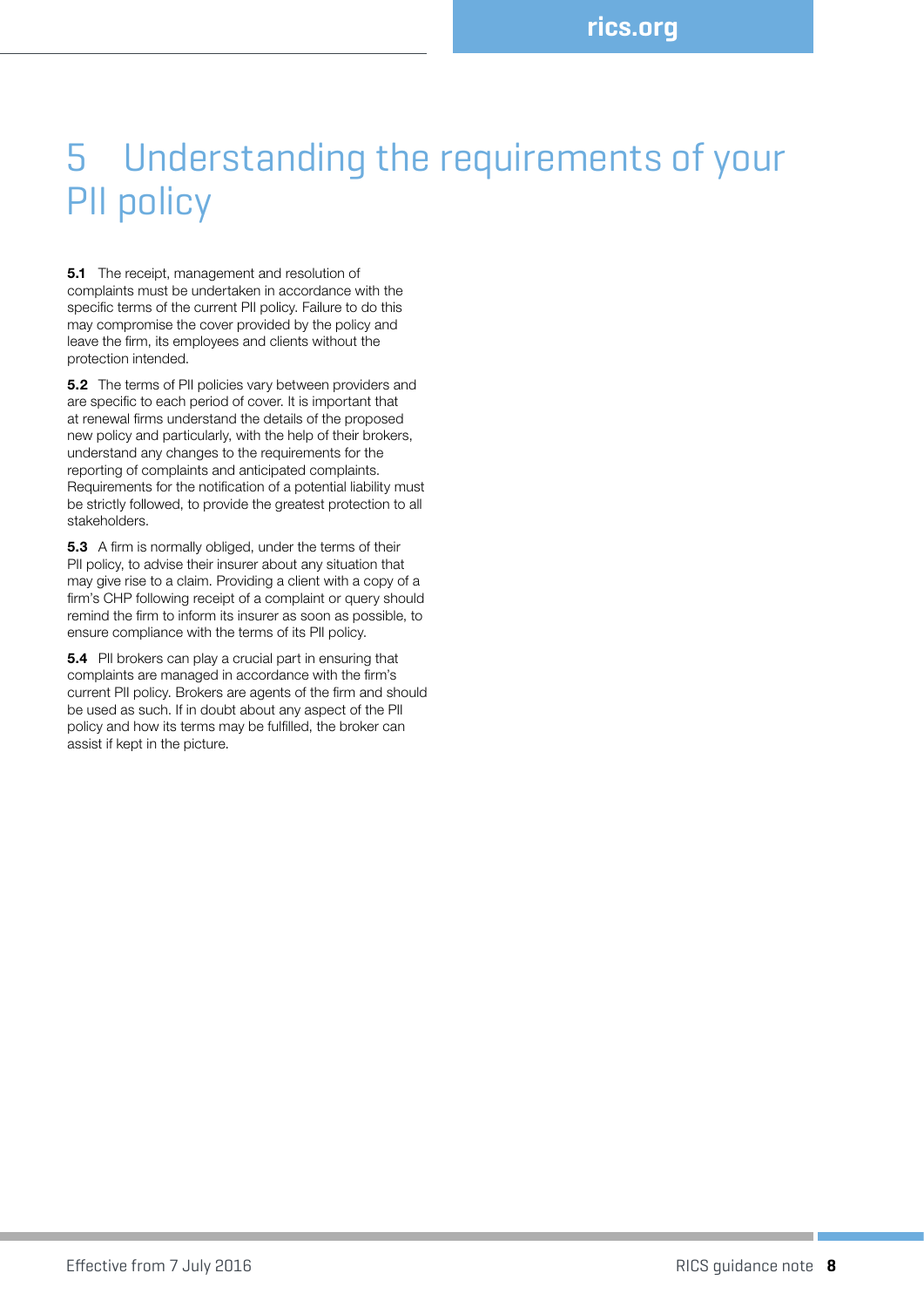# 5 Understanding the requirements of your PII policy

**5.1** The receipt, management and resolution of complaints must be undertaken in accordance with the specific terms of the current PII policy. Failure to do this may compromise the cover provided by the policy and leave the firm, its employees and clients without the protection intended.

**5.2** The terms of PII policies vary between providers and are specific to each period of cover. It is important that at renewal firms understand the details of the proposed new policy and particularly, with the help of their brokers, understand any changes to the requirements for the reporting of complaints and anticipated complaints. Requirements for the notification of a potential liability must be strictly followed, to provide the greatest protection to all stakeholders.

**5.3** A firm is normally obliged, under the terms of their PII policy, to advise their insurer about any situation that may give rise to a claim. Providing a client with a copy of a firm's CHP following receipt of a complaint or query should remind the firm to inform its insurer as soon as possible, to ensure compliance with the terms of its PII policy.

**5.4** PII brokers can play a crucial part in ensuring that complaints are managed in accordance with the firm's current PII policy. Brokers are agents of the firm and should be used as such. If in doubt about any aspect of the PII policy and how its terms may be fulfilled, the broker can assist if kept in the picture.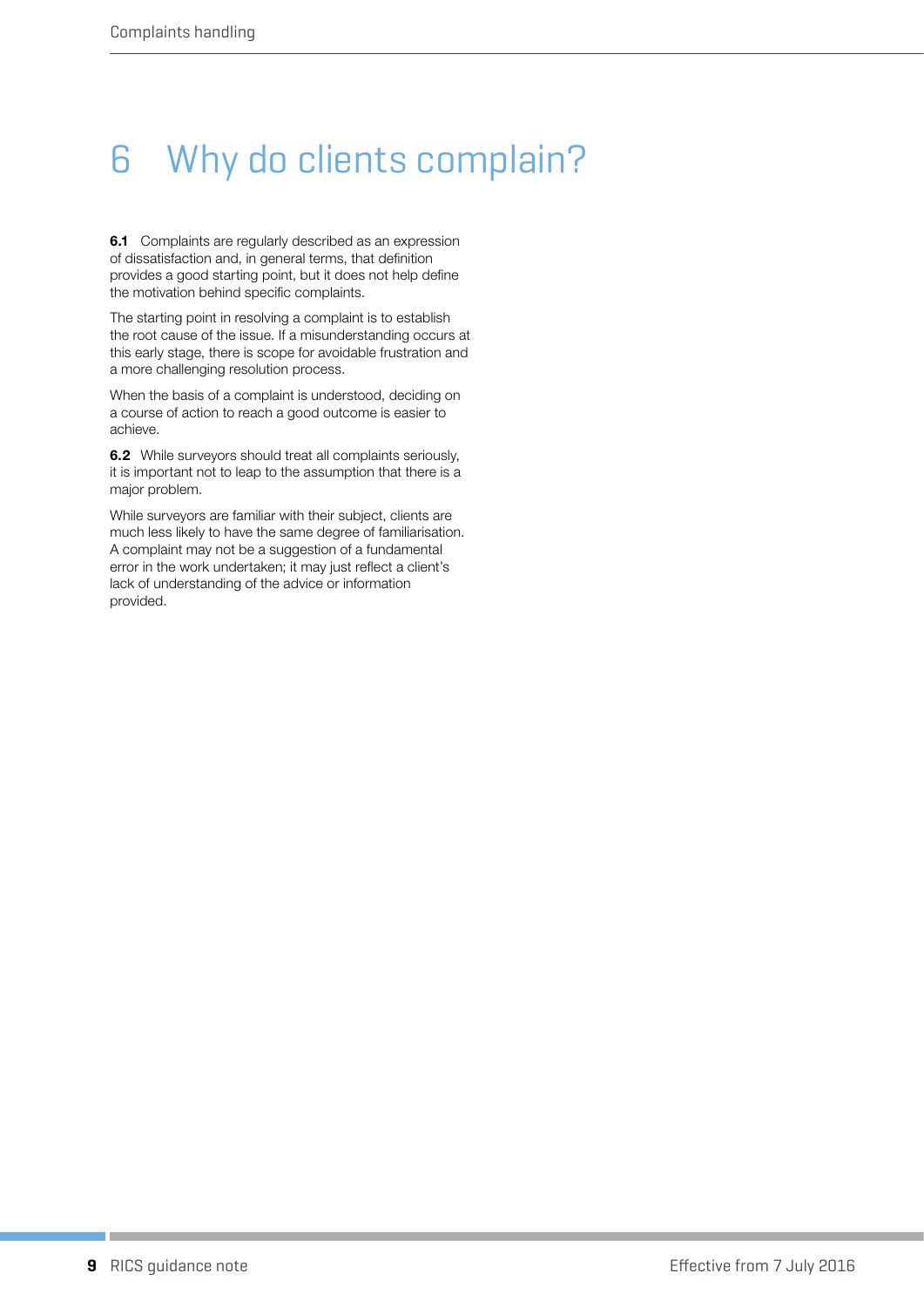# 6 Why do clients complain?

**6.1** Complaints are regularly described as an expression of dissatisfaction and, in general terms, that definition provides a good starting point, but it does not help define the motivation behind specific complaints.

The starting point in resolving a complaint is to establish the root cause of the issue. If a misunderstanding occurs at this early stage, there is scope for avoidable frustration and a more challenging resolution process.

When the basis of a complaint is understood, deciding on a course of action to reach a good outcome is easier to achieve.

**6.2** While surveyors should treat all complaints seriously, it is important not to leap to the assumption that there is a major problem.

While surveyors are familiar with their subject, clients are much less likely to have the same degree of familiarisation. A complaint may not be a suggestion of a fundamental error in the work undertaken; it may just reflect a client's lack of understanding of the advice or information provided.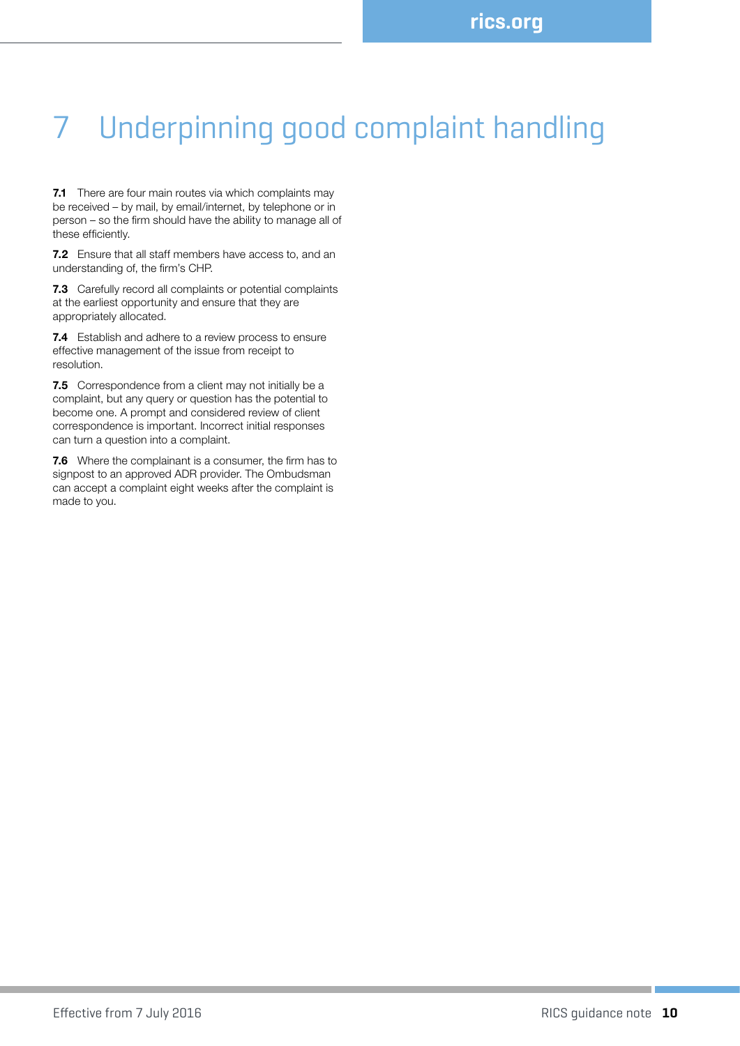# 7 Underpinning good complaint handling

**7.1** There are four main routes via which complaints may be received – by mail, by email/internet, by telephone or in person – so the firm should have the ability to manage all of these efficiently.

**7.2** Ensure that all staff members have access to, and an understanding of, the firm's CHP.

**7.3** Carefully record all complaints or potential complaints at the earliest opportunity and ensure that they are appropriately allocated.

**7.4** Establish and adhere to a review process to ensure effective management of the issue from receipt to resolution.

**7.5** Correspondence from a client may not initially be a complaint, but any query or question has the potential to become one. A prompt and considered review of client correspondence is important. Incorrect initial responses can turn a question into a complaint.

**7.6** Where the complainant is a consumer, the firm has to signpost to an approved ADR provider. The Ombudsman can accept a complaint eight weeks after the complaint is made to you.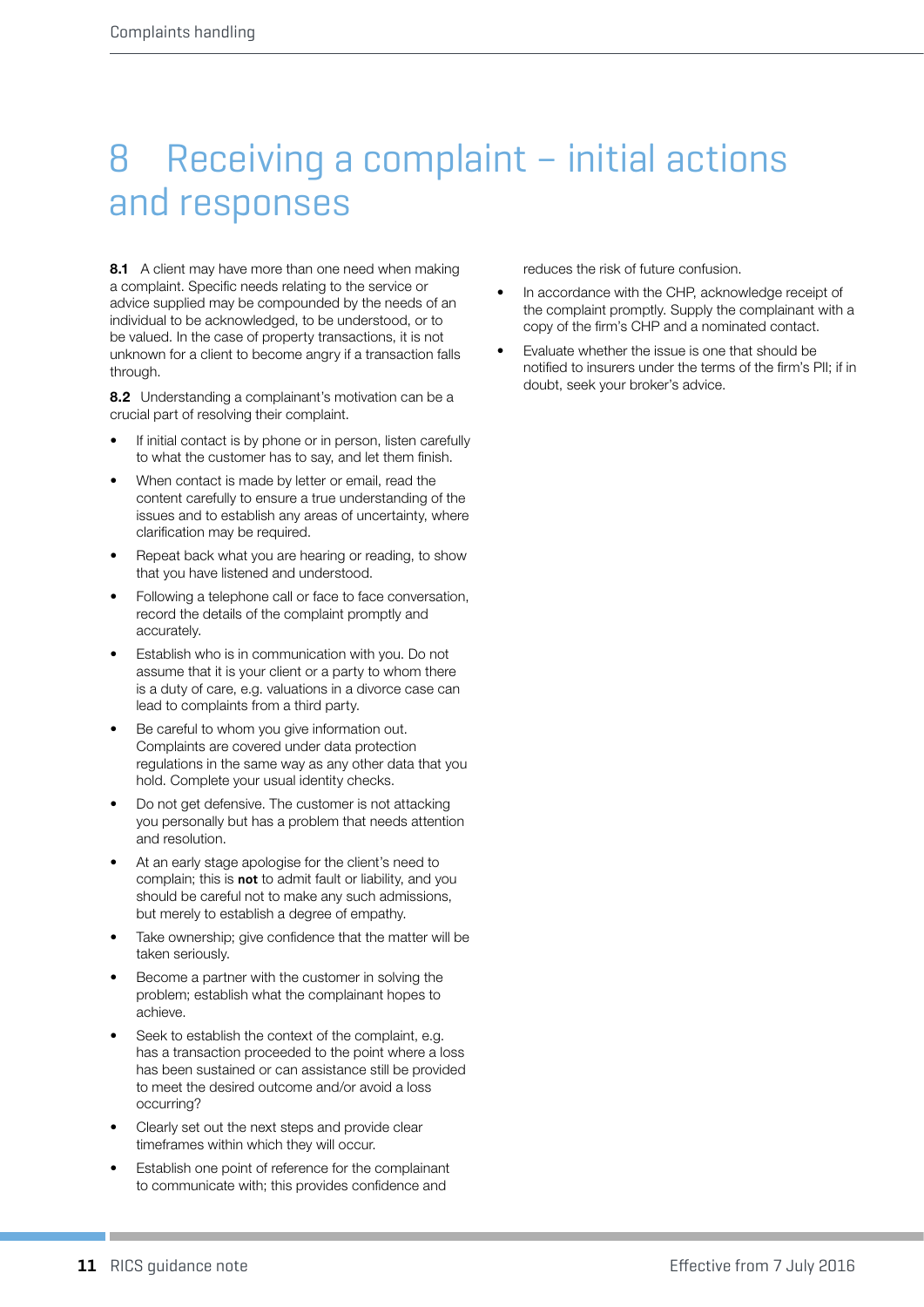# 8 Receiving a complaint – initial actions and responses

**8.1** A client may have more than one need when making a complaint. Specific needs relating to the service or advice supplied may be compounded by the needs of an individual to be acknowledged, to be understood, or to be valued. In the case of property transactions, it is not unknown for a client to become angry if a transaction falls through.

**8.2** Understanding a complainant's motivation can be a crucial part of resolving their complaint.

- If initial contact is by phone or in person, listen carefully to what the customer has to say, and let them finish.
- When contact is made by letter or email, read the content carefully to ensure a true understanding of the issues and to establish any areas of uncertainty, where clarification may be required.
- Repeat back what you are hearing or reading, to show that you have listened and understood.
- Following a telephone call or face to face conversation, record the details of the complaint promptly and accurately.
- Establish who is in communication with you. Do not assume that it is your client or a party to whom there is a duty of care, e.g. valuations in a divorce case can lead to complaints from a third party.
- Be careful to whom you give information out. Complaints are covered under data protection regulations in the same way as any other data that you hold. Complete your usual identity checks.
- Do not get defensive. The customer is not attacking you personally but has a problem that needs attention and resolution.
- At an early stage apologise for the client's need to complain; this is **not** to admit fault or liability, and you should be careful not to make any such admissions, but merely to establish a degree of empathy.
- Take ownership; give confidence that the matter will be taken seriously.
- Become a partner with the customer in solving the problem; establish what the complainant hopes to achieve.
- Seek to establish the context of the complaint, e.g. has a transaction proceeded to the point where a loss has been sustained or can assistance still be provided to meet the desired outcome and/or avoid a loss occurring?
- Clearly set out the next steps and provide clear timeframes within which they will occur.
- Establish one point of reference for the complainant to communicate with; this provides confidence and reduces the risk of future confusion.
- In accordance with the CHP, acknowledge receipt of the complaint promptly. Supply the complainant with a copy of the firm's CHP and a nominated contact.
- Evaluate whether the issue is one that should be notified to insurers under the terms of the firm's PII; if in doubt, seek your broker's advice.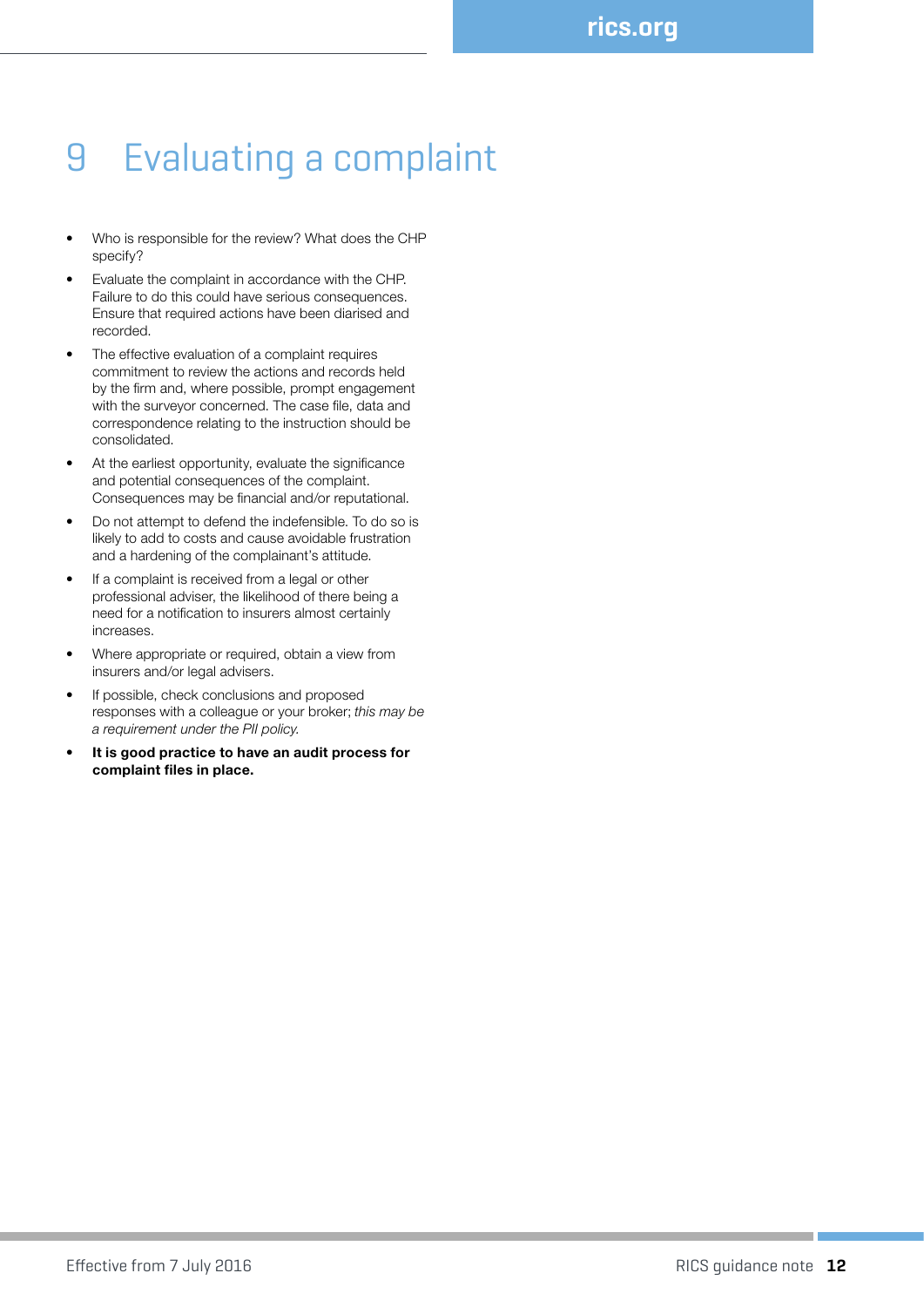# 9 Evaluating a complaint

- Who is responsible for the review? What does the CHP specify?
- Evaluate the complaint in accordance with the CHP. Failure to do this could have serious consequences. Ensure that required actions have been diarised and recorded.
- The effective evaluation of a complaint requires commitment to review the actions and records held by the firm and, where possible, prompt engagement with the surveyor concerned. The case file, data and correspondence relating to the instruction should be consolidated.
- At the earliest opportunity, evaluate the significance and potential consequences of the complaint. Consequences may be financial and/or reputational.
- Do not attempt to defend the indefensible. To do so is likely to add to costs and cause avoidable frustration and a hardening of the complainant's attitude.
- If a complaint is received from a legal or other professional adviser, the likelihood of there being a need for a notification to insurers almost certainly increases.
- Where appropriate or required, obtain a view from insurers and/or legal advisers.
- If possible, check conclusions and proposed responses with a colleague or your broker; *this may be a requirement under the PII policy.*
- **It is good practice to have an audit process for complaint files in place.**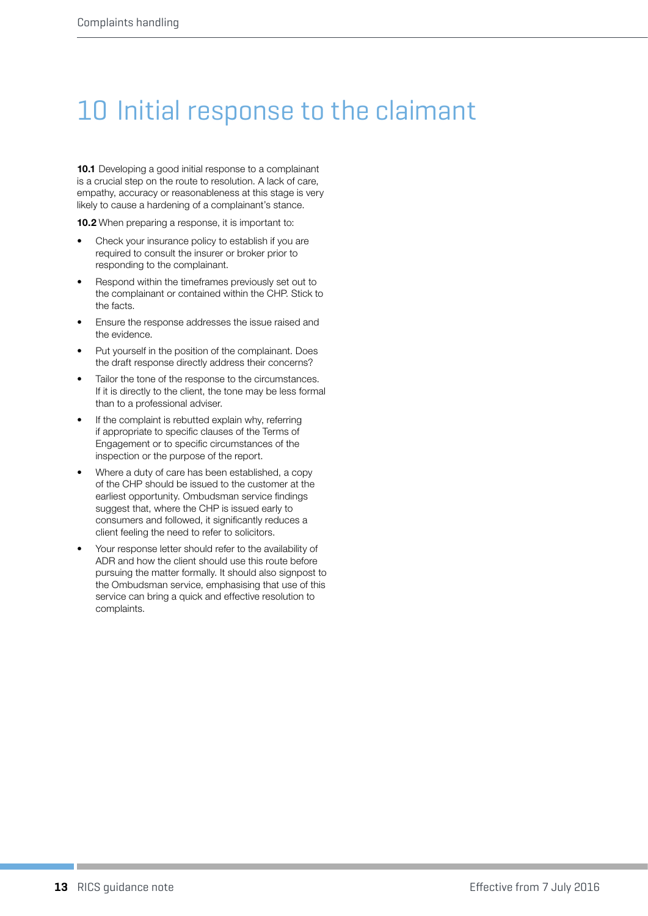# 10 Initial response to the claimant

**10.1** Developing a good initial response to a complainant is a crucial step on the route to resolution. A lack of care, empathy, accuracy or reasonableness at this stage is very likely to cause a hardening of a complainant's stance.

**10.2** When preparing a response, it is important to:

- Check your insurance policy to establish if you are required to consult the insurer or broker prior to responding to the complainant.
- Respond within the timeframes previously set out to the complainant or contained within the CHP. Stick to the facts.
- Ensure the response addresses the issue raised and the evidence.
- Put yourself in the position of the complainant. Does the draft response directly address their concerns?
- Tailor the tone of the response to the circumstances. If it is directly to the client, the tone may be less formal than to a professional adviser.
- If the complaint is rebutted explain why, referring if appropriate to specific clauses of the Terms of Engagement or to specific circumstances of the inspection or the purpose of the report.
- Where a duty of care has been established, a copy of the CHP should be issued to the customer at the earliest opportunity. Ombudsman service findings suggest that, where the CHP is issued early to consumers and followed, it significantly reduces a client feeling the need to refer to solicitors.
- Your response letter should refer to the availability of ADR and how the client should use this route before pursuing the matter formally. It should also signpost to the Ombudsman service, emphasising that use of this service can bring a quick and effective resolution to complaints.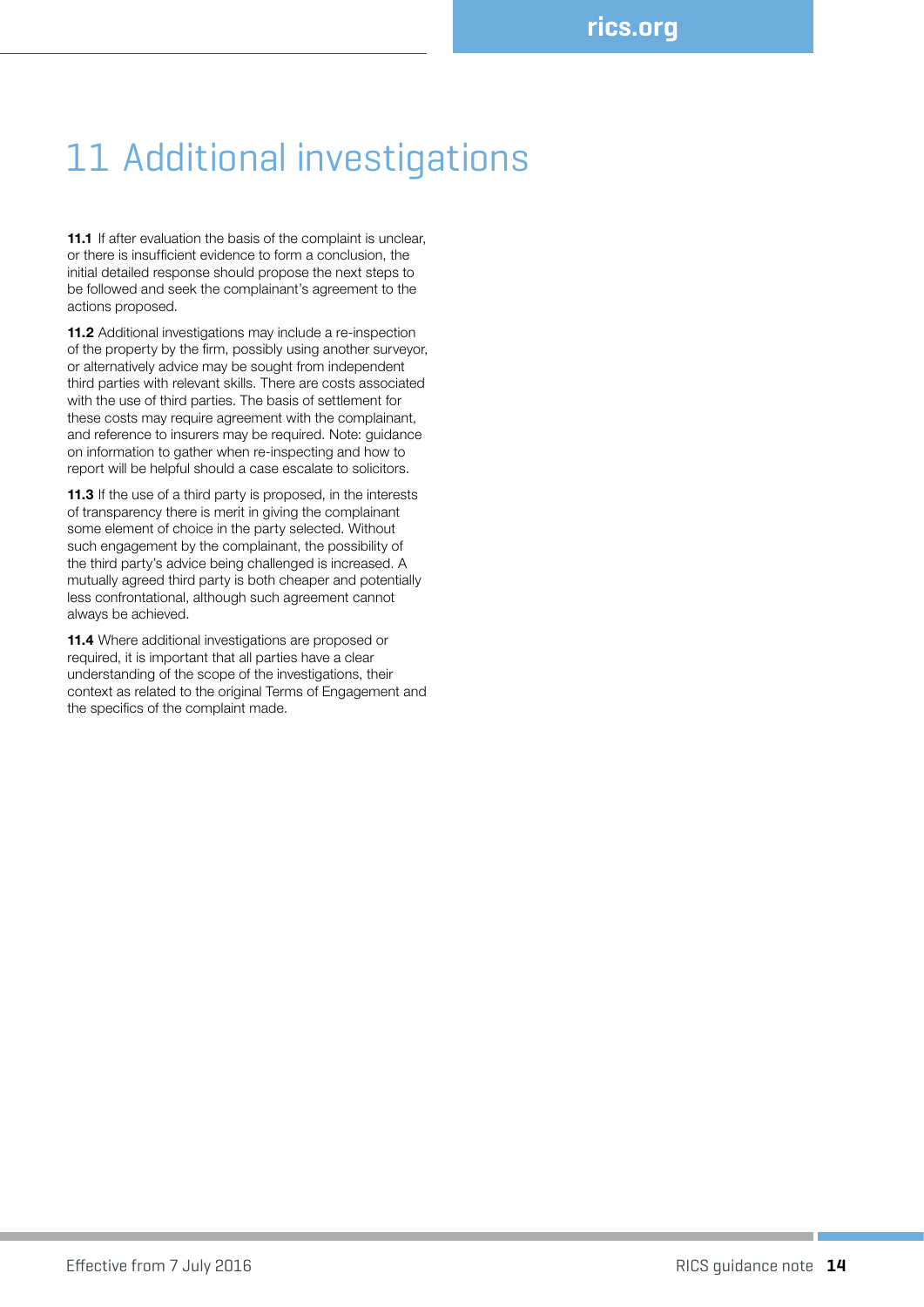# 11 Additional investigations

**11.1** If after evaluation the basis of the complaint is unclear, or there is insufficient evidence to form a conclusion, the initial detailed response should propose the next steps to be followed and seek the complainant's agreement to the actions proposed.

**11.2** Additional investigations may include a re-inspection of the property by the firm, possibly using another surveyor, or alternatively advice may be sought from independent third parties with relevant skills. There are costs associated with the use of third parties. The basis of settlement for these costs may require agreement with the complainant, and reference to insurers may be required. Note: guidance on information to gather when re-inspecting and how to report will be helpful should a case escalate to solicitors.

**11.3** If the use of a third party is proposed, in the interests of transparency there is merit in giving the complainant some element of choice in the party selected. Without such engagement by the complainant, the possibility of the third party's advice being challenged is increased. A mutually agreed third party is both cheaper and potentially less confrontational, although such agreement cannot always be achieved.

**11.4** Where additional investigations are proposed or required, it is important that all parties have a clear understanding of the scope of the investigations, their context as related to the original Terms of Engagement and the specifics of the complaint made.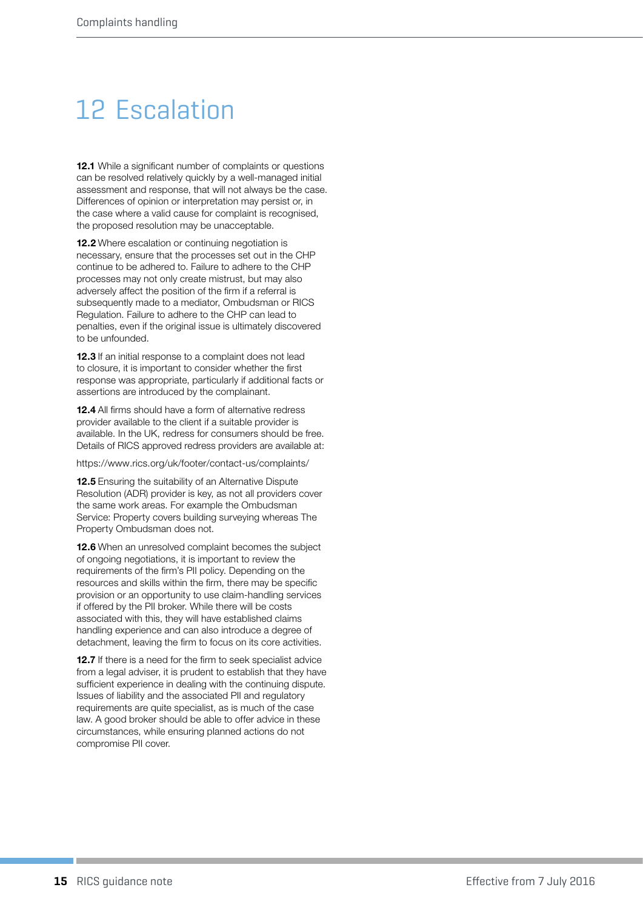# 12 Escalation

**12.1** While a significant number of complaints or questions can be resolved relatively quickly by a well-managed initial assessment and response, that will not always be the case. Differences of opinion or interpretation may persist or, in the case where a valid cause for complaint is recognised, the proposed resolution may be unacceptable.

**12.2** Where escalation or continuing negotiation is necessary, ensure that the processes set out in the CHP continue to be adhered to. Failure to adhere to the CHP processes may not only create mistrust, but may also adversely affect the position of the firm if a referral is subsequently made to a mediator, Ombudsman or RICS Regulation. Failure to adhere to the CHP can lead to penalties, even if the original issue is ultimately discovered to be unfounded.

**12.3** If an initial response to a complaint does not lead to closure, it is important to consider whether the first response was appropriate, particularly if additional facts or assertions are introduced by the complainant.

**12.4** All firms should have a form of alternative redress provider available to the client if a suitable provider is available. In the UK, redress for consumers should be free. Details of RICS approved redress providers are available at:

https://www.rics.org/uk/footer/contact-us/complaints/

**12.5** Ensuring the suitability of an Alternative Dispute Resolution (ADR) provider is key, as not all providers cover the same work areas. For example the Ombudsman Service: Property covers building surveying whereas The Property Ombudsman does not.

**12.6** When an unresolved complaint becomes the subject of ongoing negotiations, it is important to review the requirements of the firm's PII policy. Depending on the resources and skills within the firm, there may be specific provision or an opportunity to use claim-handling services if offered by the PII broker. While there will be costs associated with this, they will have established claims handling experience and can also introduce a degree of detachment, leaving the firm to focus on its core activities.

**12.7** If there is a need for the firm to seek specialist advice from a legal adviser, it is prudent to establish that they have sufficient experience in dealing with the continuing dispute. Issues of liability and the associated PII and regulatory requirements are quite specialist, as is much of the case law. A good broker should be able to offer advice in these circumstances, while ensuring planned actions do not compromise PII cover.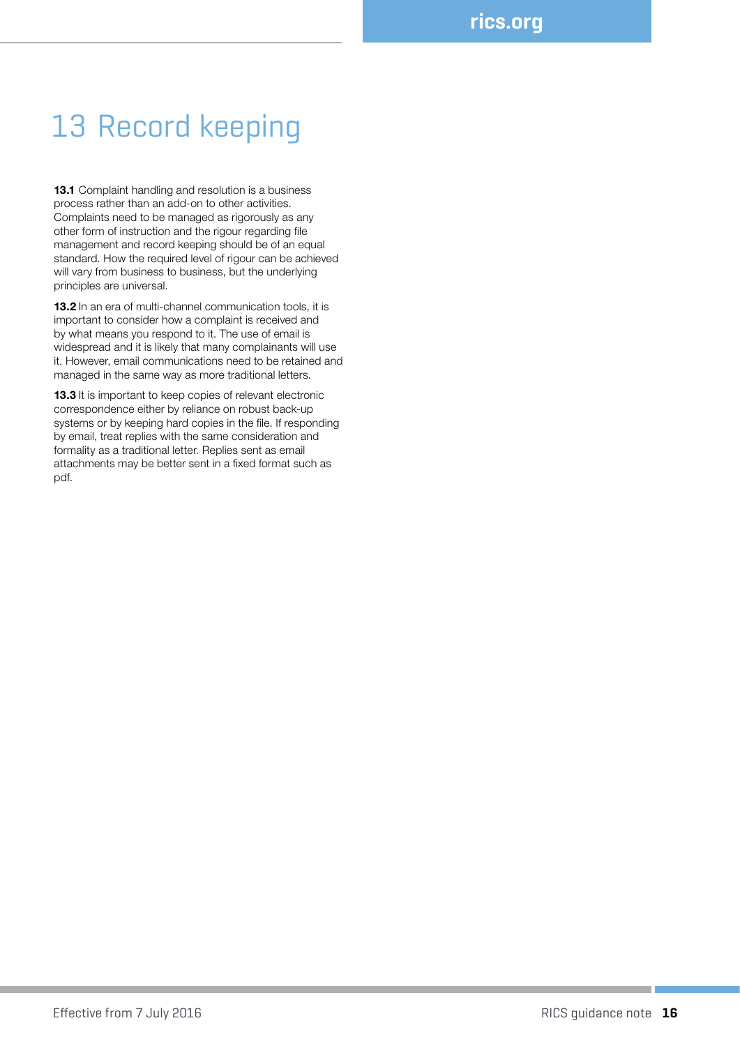# 13 Record keeping

**13.1** Complaint handling and resolution is a business process rather than an add-on to other activities. Complaints need to be managed as rigorously as any other form of instruction and the rigour regarding file management and record keeping should be of an equal standard. How the required level of rigour can be achieved will vary from business to business, but the underlying principles are universal.

**13.2** In an era of multi-channel communication tools, it is important to consider how a complaint is received and by what means you respond to it. The use of email is widespread and it is likely that many complainants will use it. However, email communications need to be retained and managed in the same way as more traditional letters.

**13.3** It is important to keep copies of relevant electronic correspondence either by reliance on robust back-up systems or by keeping hard copies in the file. If responding by email, treat replies with the same consideration and formality as a traditional letter. Replies sent as email attachments may be better sent in a fixed format such as pdf.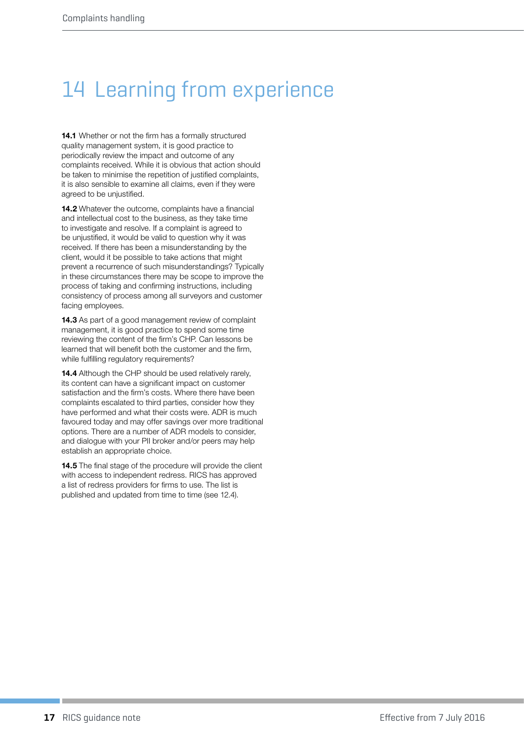# 14 Learning from experience

**14.1** Whether or not the firm has a formally structured quality management system, it is good practice to periodically review the impact and outcome of any complaints received. While it is obvious that action should be taken to minimise the repetition of justified complaints, it is also sensible to examine all claims, even if they were agreed to be unjustified.

**14.2** Whatever the outcome, complaints have a financial and intellectual cost to the business, as they take time to investigate and resolve. If a complaint is agreed to be unjustified, it would be valid to question why it was received. If there has been a misunderstanding by the client, would it be possible to take actions that might prevent a recurrence of such misunderstandings? Typically in these circumstances there may be scope to improve the process of taking and confirming instructions, including consistency of process among all surveyors and customer facing employees.

**14.3** As part of a good management review of complaint management, it is good practice to spend some time reviewing the content of the firm's CHP. Can lessons be learned that will benefit both the customer and the firm, while fulfilling regulatory requirements?

**14.4** Although the CHP should be used relatively rarely, its content can have a significant impact on customer satisfaction and the firm's costs. Where there have been complaints escalated to third parties, consider how they have performed and what their costs were. ADR is much favoured today and may offer savings over more traditional options. There are a number of ADR models to consider, and dialogue with your PII broker and/or peers may help establish an appropriate choice.

**14.5** The final stage of the procedure will provide the client with access to independent redress. RICS has approved a list of redress providers for firms to use. The list is published and updated from time to time (see 12.4).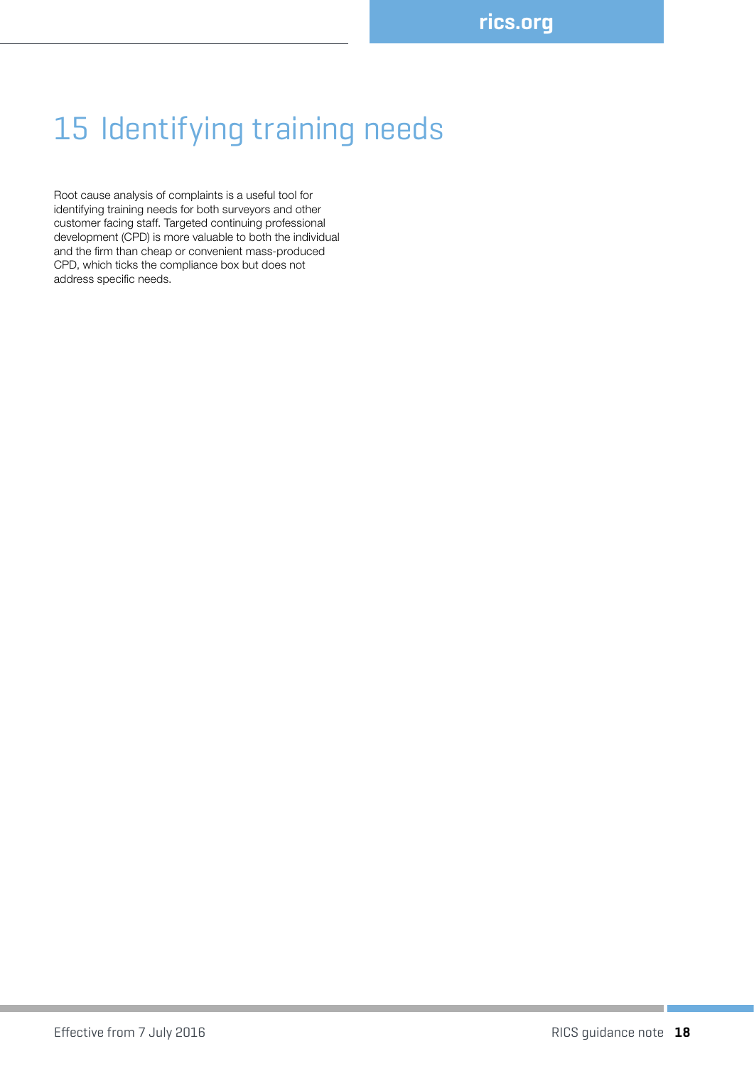# 15 Identifying training needs

Root cause analysis of complaints is a useful tool for identifying training needs for both surveyors and other customer facing staff. Targeted continuing professional development (CPD) is more valuable to both the individual and the firm than cheap or convenient mass-produced CPD, which ticks the compliance box but does not address specific needs.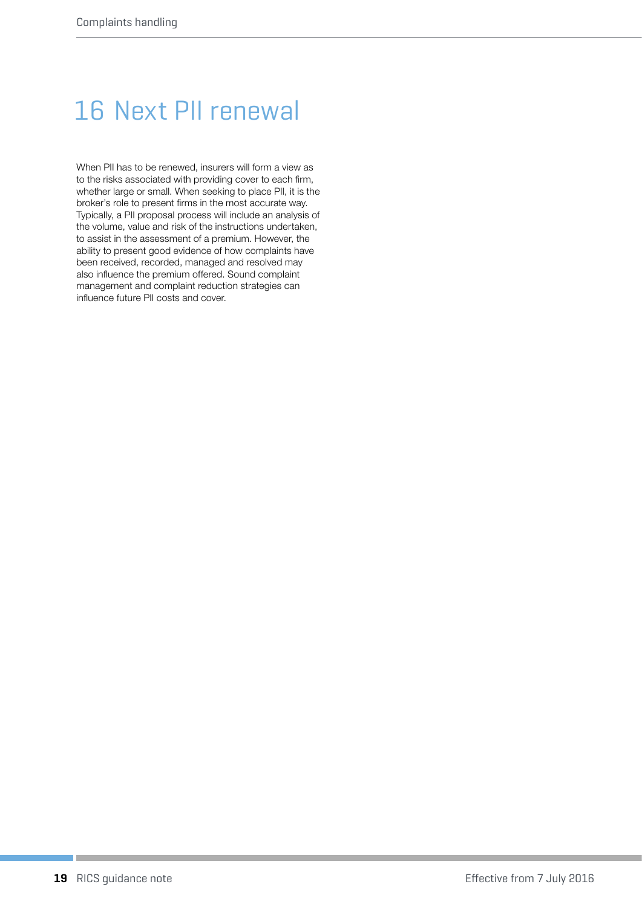# 16 Next PII renewal

When PII has to be renewed, insurers will form a view as to the risks associated with providing cover to each firm, whether large or small. When seeking to place PII, it is the broker's role to present firms in the most accurate way. Typically, a PII proposal process will include an analysis of the volume, value and risk of the instructions undertaken, to assist in the assessment of a premium. However, the ability to present good evidence of how complaints have been received, recorded, managed and resolved may also influence the premium offered. Sound complaint management and complaint reduction strategies can influence future PII costs and cover.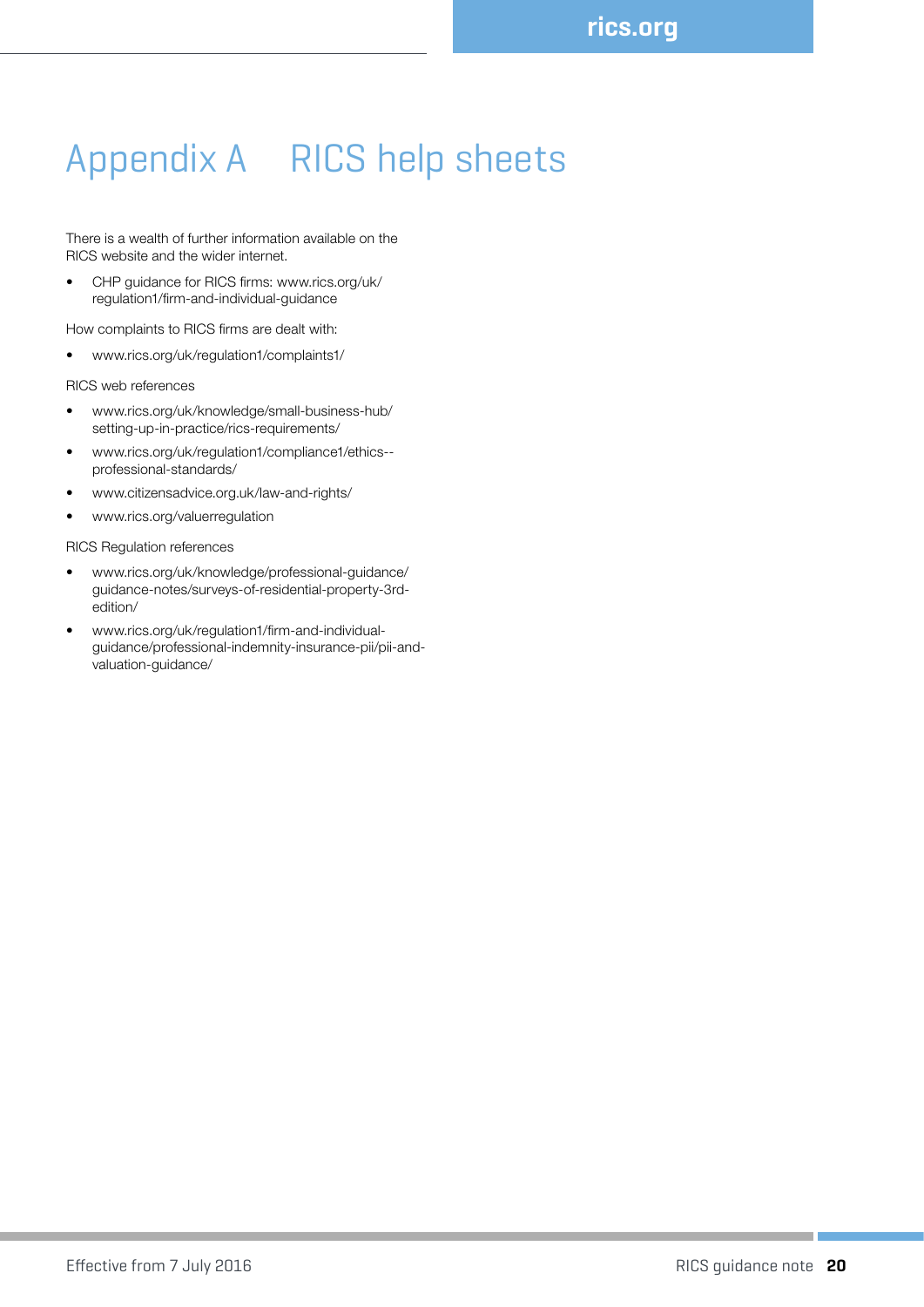# Appendix A RICS help sheets

There is a wealth of further information available on the RICS website and the wider internet.

- CHP guidance for RICS firms: www.rics.org/uk/regulation1/firm-and-individual-guidance

How complaints to RICS firms are dealt with:

- www.rics.org/uk/regulation1/complaints1/

RICS web references

- www.rics.org/uk/knowledge/small-business-hub/setting-up-in-practice/rics-requirements/
- www.rics.org/uk/regulation1/compliance1/ethics--professional-standards/
- www.citizensadvice.org.uk/law-and-rights/
- www.rics.org/valuerregulation

RICS Regulation references

- www.rics.org/uk/knowledge/professional-guidance/guidance-notes/surveys-of-residential-property-3rd-edition/
- www.rics.org/uk/regulation1/firm-and-individual-guidance/professional-indemnity-insurance-pii/pii-and-valuation-guidance/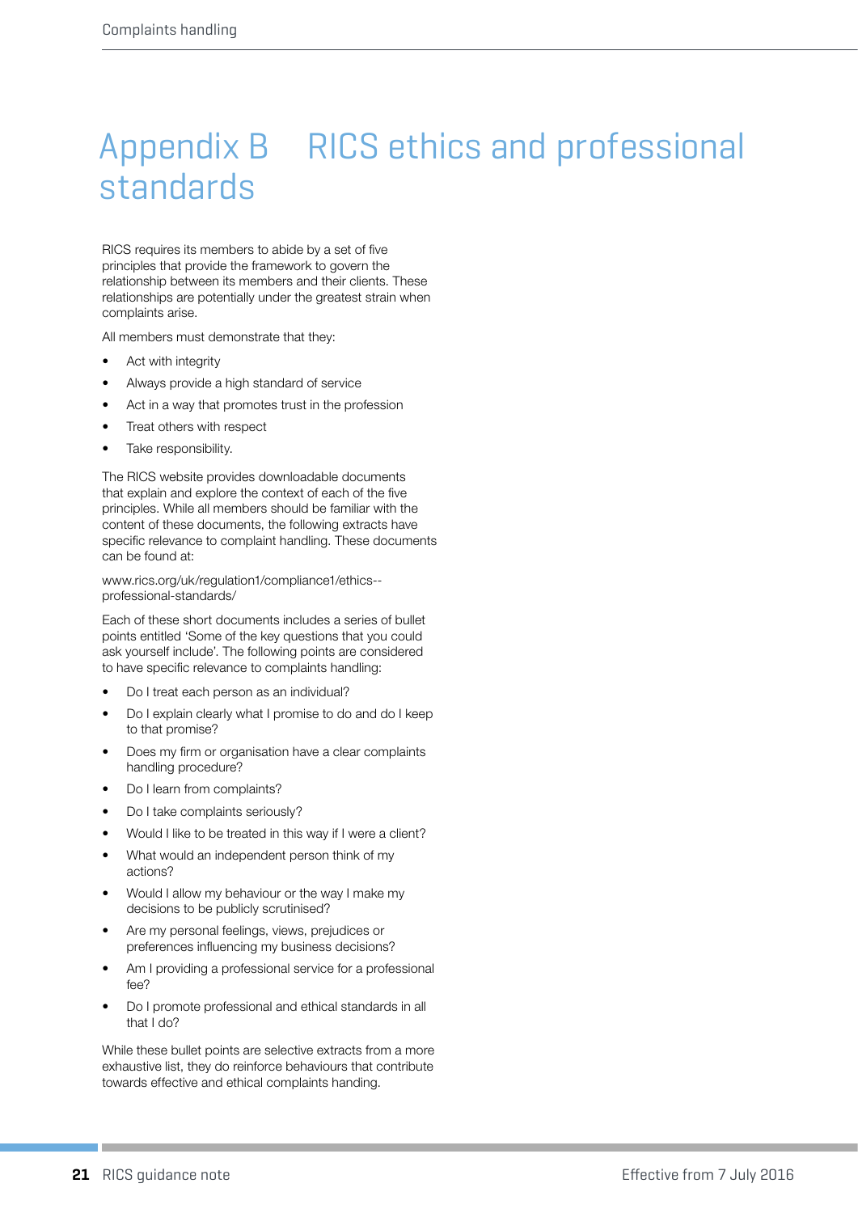# Appendix B RICS ethics and professional standards

RICS requires its members to abide by a set of five principles that provide the framework to govern the relationship between its members and their clients. These relationships are potentially under the greatest strain when complaints arise.

All members must demonstrate that they:

- Act with integrity
- Always provide a high standard of service
- Act in a way that promotes trust in the profession
- Treat others with respect
- Take responsibility.

The RICS website provides downloadable documents that explain and explore the context of each of the five principles. While all members should be familiar with the content of these documents, the following extracts have specific relevance to complaint handling. These documents can be found at:

www.rics.org/uk/regulation1/compliance1/ethics--professional-standards/

Each of these short documents includes a series of bullet points entitled 'Some of the key questions that you could ask yourself include'. The following points are considered to have specific relevance to complaints handling:

- Do I treat each person as an individual?
- Do I explain clearly what I promise to do and do I keep to that promise?
- Does my firm or organisation have a clear complaints handling procedure?
- Do I learn from complaints?
- Do I take complaints seriously?
- Would I like to be treated in this way if I were a client?
- What would an independent person think of my actions?
- Would I allow my behaviour or the way I make my decisions to be publicly scrutinised?
- Are my personal feelings, views, prejudices or preferences influencing my business decisions?
- Am I providing a professional service for a professional fee?
- Do I promote professional and ethical standards in all that I do?

While these bullet points are selective extracts from a more exhaustive list, they do reinforce behaviours that contribute towards effective and ethical complaints handing.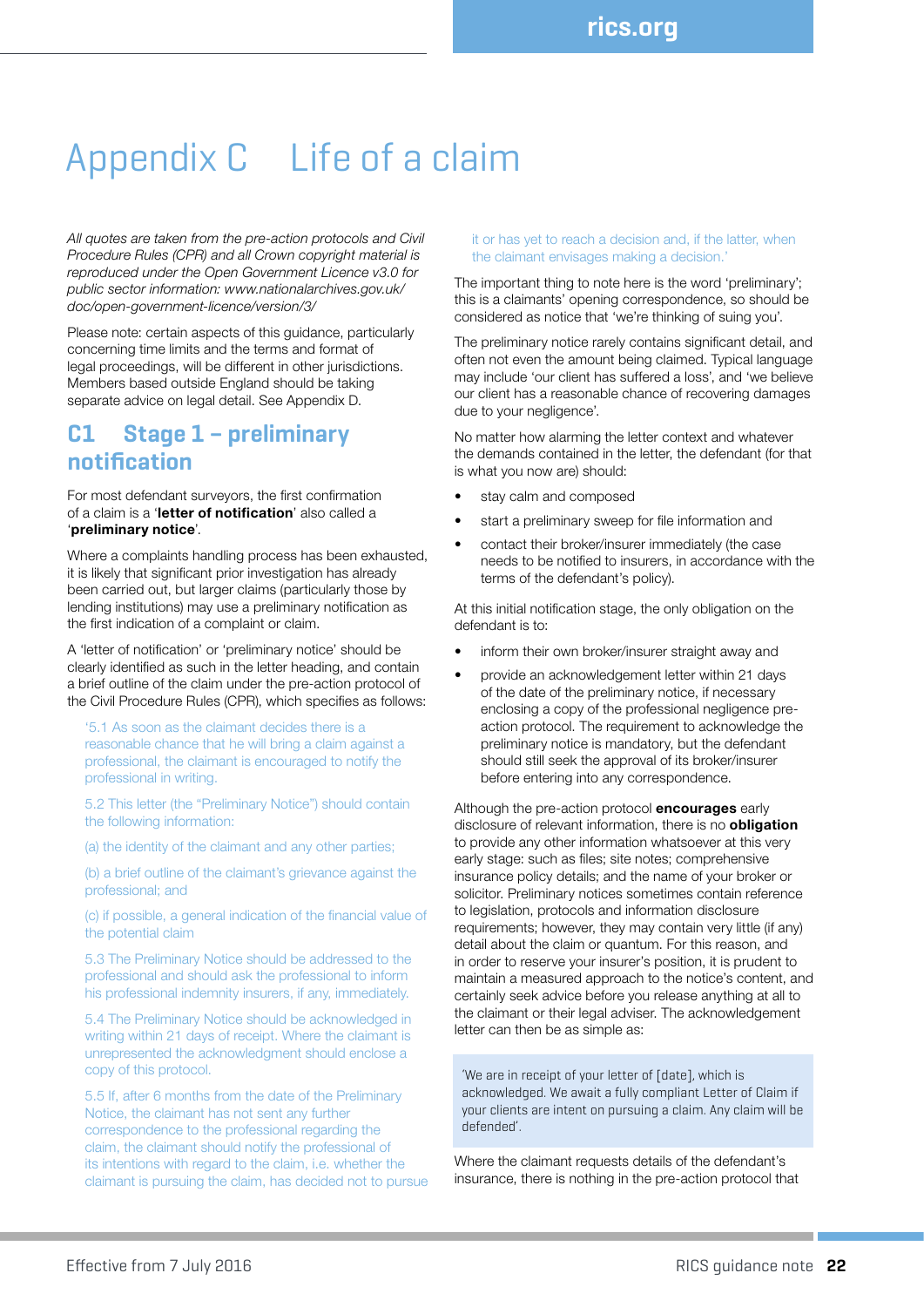# Appendix C Life of a claim

*All quotes are taken from the pre-action protocols and Civil Procedure Rules (CPR) and all Crown copyright material is reproduced under the Open Government Licence v3.0 for public sector information: www.nationalarchives.gov.uk/doc/open-government-licence/version/3/*

Please note: certain aspects of this guidance, particularly concerning time limits and the terms and format of legal proceedings, will be different in other jurisdictions. Members based outside England should be taking separate advice on legal detail. See Appendix D.

## C1 Stage 1 – preliminary notification

For most defendant surveyors, the first confirmation of a claim is a '**letter of notification**' also called a '**preliminary notice**'.

Where a complaints handling process has been exhausted, it is likely that significant prior investigation has already been carried out, but larger claims (particularly those by lending institutions) may use a preliminary notification as the first indication of a complaint or claim.

A 'letter of notification' or 'preliminary notice' should be clearly identified as such in the letter heading, and contain a brief outline of the claim under the pre-action protocol of the Civil Procedure Rules (CPR), which specifies as follows:

> '5.1 As soon as the claimant decides there is a reasonable chance that he will bring a claim against a professional, the claimant is encouraged to notify the professional in writing.
>
> 5.2 This letter (the "Preliminary Notice") should contain the following information:
>
> (a) the identity of the claimant and any other parties;
>
> (b) a brief outline of the claimant's grievance against the professional; and
>
> (c) if possible, a general indication of the financial value of the potential claim
>
> 5.3 The Preliminary Notice should be addressed to the professional and should ask the professional to inform his professional indemnity insurers, if any, immediately.
>
> 5.4 The Preliminary Notice should be acknowledged in writing within 21 days of receipt. Where the claimant is unrepresented the acknowledgment should enclose a copy of this protocol.
>
> 5.5 If, after 6 months from the date of the Preliminary Notice, the claimant has not sent any further correspondence to the professional regarding the claim, the claimant should notify the professional of its intentions with regard to the claim, i.e. whether the claimant is pursuing the claim, has decided not to pursue it or has yet to reach a decision and, if the latter, when the claimant envisages making a decision.'

The important thing to note here is the word 'preliminary'; this is a claimants' opening correspondence, so should be considered as notice that 'we're thinking of suing you'.

The preliminary notice rarely contains significant detail, and often not even the amount being claimed. Typical language may include 'our client has suffered a loss', and 'we believe our client has a reasonable chance of recovering damages due to your negligence'.

No matter how alarming the letter context and whatever the demands contained in the letter, the defendant (for that is what you now are) should:

- stay calm and composed
- start a preliminary sweep for file information and
- contact their broker/insurer immediately (the case needs to be notified to insurers, in accordance with the terms of the defendant's policy).

At this initial notification stage, the only obligation on the defendant is to:

- inform their own broker/insurer straight away and
- provide an acknowledgement letter within 21 days of the date of the preliminary notice, if necessary enclosing a copy of the professional negligence pre-action protocol. The requirement to acknowledge the preliminary notice is mandatory, but the defendant should still seek the approval of its broker/insurer before entering into any correspondence.

Although the pre-action protocol **encourages** early disclosure of relevant information, there is no **obligation** to provide any other information whatsoever at this very early stage: such as files; site notes; comprehensive insurance policy details; and the name of your broker or solicitor. Preliminary notices sometimes contain reference to legislation, protocols and information disclosure requirements; however, they may contain very little (if any) detail about the claim or quantum. For this reason, and in order to reserve your insurer's position, it is prudent to maintain a measured approach to the notice's content, and certainly seek advice before you release anything at all to the claimant or their legal adviser. The acknowledgement letter can then be as simple as:

> 'We are in receipt of your letter of [date], which is acknowledged. We await a fully compliant Letter of Claim if your clients are intent on pursuing a claim. Any claim will be defended'.

Where the claimant requests details of the defendant's insurance, there is nothing in the pre-action protocol that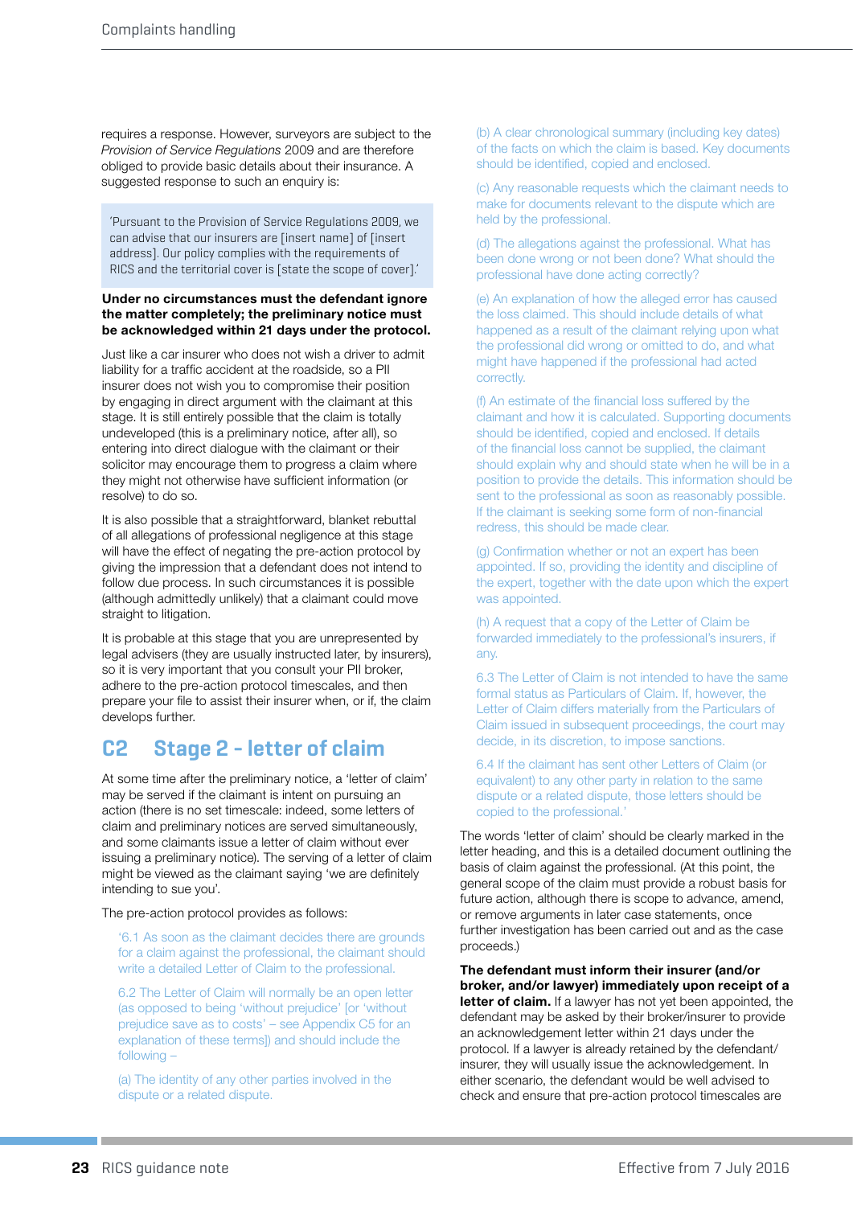requires a response. However, surveyors are subject to the *Provision of Service Regulations* 2009 and are therefore obliged to provide basic details about their insurance. A suggested response to such an enquiry is:

> 'Pursuant to the Provision of Service Regulations 2009, we can advise that our insurers are [insert name] of [insert address]. Our policy complies with the requirements of RICS and the territorial cover is [state the scope of cover].'

**Under no circumstances must the defendant ignore the matter completely; the preliminary notice must be acknowledged within 21 days under the protocol.**

Just like a car insurer who does not wish a driver to admit liability for a traffic accident at the roadside, so a PII insurer does not wish you to compromise their position by engaging in direct argument with the claimant at this stage. It is still entirely possible that the claim is totally undeveloped (this is a preliminary notice, after all), so entering into direct dialogue with the claimant or their solicitor may encourage them to progress a claim where they might not otherwise have sufficient information (or resolve) to do so.

It is also possible that a straightforward, blanket rebuttal of all allegations of professional negligence at this stage will have the effect of negating the pre-action protocol by giving the impression that a defendant does not intend to follow due process. In such circumstances it is possible (although admittedly unlikely) that a claimant could move straight to litigation.

It is probable at this stage that you are unrepresented by legal advisers (they are usually instructed later, by insurers), so it is very important that you consult your PII broker, adhere to the pre-action protocol timescales, and then prepare your file to assist their insurer when, or if, the claim develops further.

## C2 Stage 2 – letter of claim

At some time after the preliminary notice, a 'letter of claim' may be served if the claimant is intent on pursuing an action (there is no set timescale: indeed, some letters of claim and preliminary notices are served simultaneously, and some claimants issue a letter of claim without ever issuing a preliminary notice). The serving of a letter of claim might be viewed as the claimant saying 'we are definitely intending to sue you'.

The pre-action protocol provides as follows:

> '6.1 As soon as the claimant decides there are grounds for a claim against the professional, the claimant should write a detailed Letter of Claim to the professional.
>
> 6.2 The Letter of Claim will normally be an open letter (as opposed to being 'without prejudice' [or 'without prejudice save as to costs' – see Appendix C5 for an explanation of these terms]) and should include the following –
>
> (a) The identity of any other parties involved in the dispute or a related dispute.
>
> (b) A clear chronological summary (including key dates) of the facts on which the claim is based. Key documents should be identified, copied and enclosed.
>
> (c) Any reasonable requests which the claimant needs to make for documents relevant to the dispute which are held by the professional.
>
> (d) The allegations against the professional. What has been done wrong or not been done? What should the professional have done acting correctly?
>
> (e) An explanation of how the alleged error has caused the loss claimed. This should include details of what happened as a result of the claimant relying upon what the professional did wrong or omitted to do, and what might have happened if the professional had acted correctly.
>
> (f) An estimate of the financial loss suffered by the claimant and how it is calculated. Supporting documents should be identified, copied and enclosed. If details of the financial loss cannot be supplied, the claimant should explain why and should state when he will be in a position to provide the details. This information should be sent to the professional as soon as reasonably possible. If the claimant is seeking some form of non-financial redress, this should be made clear.
>
> (g) Confirmation whether or not an expert has been appointed. If so, providing the identity and discipline of the expert, together with the date upon which the expert was appointed.
>
> (h) A request that a copy of the Letter of Claim be forwarded immediately to the professional's insurers, if any.
>
> 6.3 The Letter of Claim is not intended to have the same formal status as Particulars of Claim. If, however, the Letter of Claim differs materially from the Particulars of Claim issued in subsequent proceedings, the court may decide, in its discretion, to impose sanctions.
>
> 6.4 If the claimant has sent other Letters of Claim (or equivalent) to any other party in relation to the same dispute or a related dispute, those letters should be copied to the professional.'

The words 'letter of claim' should be clearly marked in the letter heading, and this is a detailed document outlining the basis of claim against the professional. (At this point, the general scope of the claim must provide a robust basis for future action, although there is scope to advance, amend, or remove arguments in later case statements, once further investigation has been carried out and as the case proceeds.)

**The defendant must inform their insurer (and/or broker, and/or lawyer) immediately upon receipt of a letter of claim.** If a lawyer has not yet been appointed, the defendant may be asked by their broker/insurer to provide an acknowledgement letter within 21 days under the protocol. If a lawyer is already retained by the defendant/insurer, they will usually issue the acknowledgement. In either scenario, the defendant would be well advised to check and ensure that pre-action protocol timescales are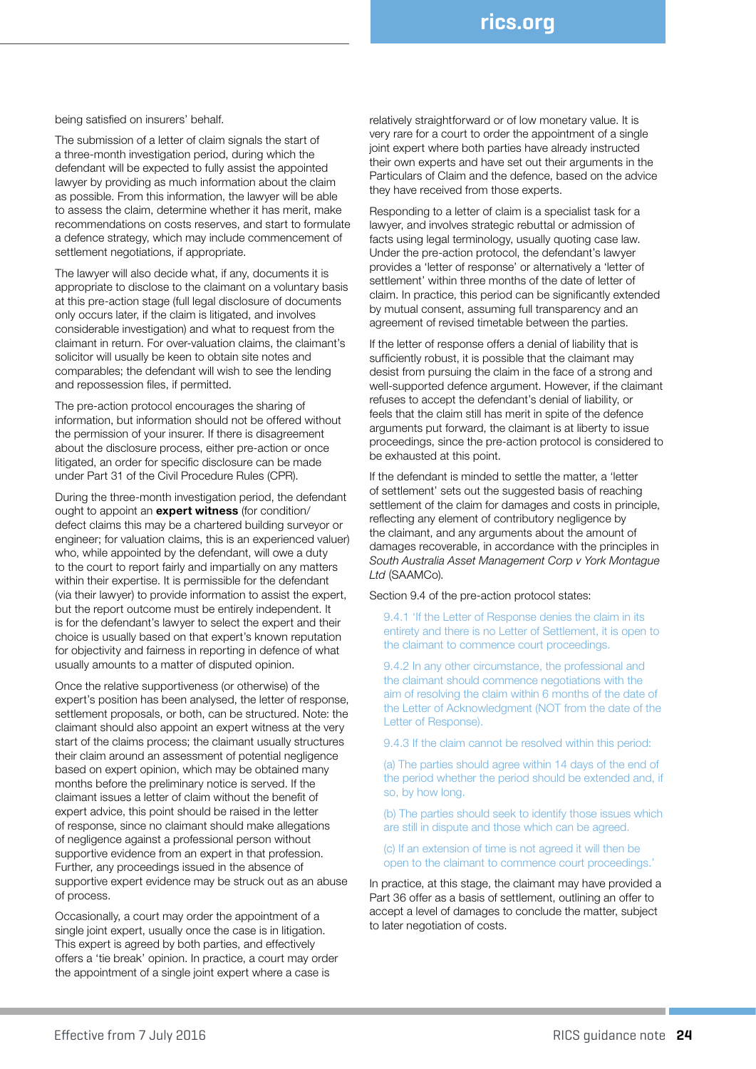being satisfied on insurers' behalf.

The submission of a letter of claim signals the start of a three-month investigation period, during which the defendant will be expected to fully assist the appointed lawyer by providing as much information about the claim as possible. From this information, the lawyer will be able to assess the claim, determine whether it has merit, make recommendations on costs reserves, and start to formulate a defence strategy, which may include commencement of settlement negotiations, if appropriate.

The lawyer will also decide what, if any, documents it is appropriate to disclose to the claimant on a voluntary basis at this pre-action stage (full legal disclosure of documents only occurs later, if the claim is litigated, and involves considerable investigation) and what to request from the claimant in return. For over-valuation claims, the claimant's solicitor will usually be keen to obtain site notes and comparables; the defendant will wish to see the lending and repossession files, if permitted.

The pre-action protocol encourages the sharing of information, but information should not be offered without the permission of your insurer. If there is disagreement about the disclosure process, either pre-action or once litigated, an order for specific disclosure can be made under Part 31 of the Civil Procedure Rules (CPR).

During the three-month investigation period, the defendant ought to appoint an **expert witness** (for condition/defect claims this may be a chartered building surveyor or engineer; for valuation claims, this is an experienced valuer) who, while appointed by the defendant, will owe a duty to the court to report fairly and impartially on any matters within their expertise. It is permissible for the defendant (via their lawyer) to provide information to assist the expert, but the report outcome must be entirely independent. It is for the defendant's lawyer to select the expert and their choice is usually based on that expert's known reputation for objectivity and fairness in reporting in defence of what usually amounts to a matter of disputed opinion.

Once the relative supportiveness (or otherwise) of the expert's position has been analysed, the letter of response, settlement proposals, or both, can be structured. Note: the claimant should also appoint an expert witness at the very start of the claims process; the claimant usually structures their claim around an assessment of potential negligence based on expert opinion, which may be obtained many months before the preliminary notice is served. If the claimant issues a letter of claim without the benefit of expert advice, this point should be raised in the letter of response, since no claimant should make allegations of negligence against a professional person without supportive evidence from an expert in that profession. Further, any proceedings issued in the absence of supportive expert evidence may be struck out as an abuse of process.

Occasionally, a court may order the appointment of a single joint expert, usually once the case is in litigation. This expert is agreed by both parties, and effectively offers a 'tie break' opinion. In practice, a court may order the appointment of a single joint expert where a case is relatively straightforward or of low monetary value. It is very rare for a court to order the appointment of a single joint expert where both parties have already instructed their own experts and have set out their arguments in the Particulars of Claim and the defence, based on the advice they have received from those experts.

Responding to a letter of claim is a specialist task for a lawyer, and involves strategic rebuttal or admission of facts using legal terminology, usually quoting case law. Under the pre-action protocol, the defendant's lawyer provides a 'letter of response' or alternatively a 'letter of settlement' within three months of the date of letter of claim. In practice, this period can be significantly extended by mutual consent, assuming full transparency and an agreement of revised timetable between the parties.

If the letter of response offers a denial of liability that is sufficiently robust, it is possible that the claimant may desist from pursuing the claim in the face of a strong and well-supported defence argument. However, if the claimant refuses to accept the defendant's denial of liability, or feels that the claim still has merit in spite of the defence arguments put forward, the claimant is at liberty to issue proceedings, since the pre-action protocol is considered to be exhausted at this point.

If the defendant is minded to settle the matter, a 'letter of settlement' sets out the suggested basis of reaching settlement of the claim for damages and costs in principle, reflecting any element of contributory negligence by the claimant, and any arguments about the amount of damages recoverable, in accordance with the principles in *South Australia Asset Management Corp v York Montague Ltd* (SAAMCo).

Section 9.4 of the pre-action protocol states:

> 9.4.1 'If the Letter of Response denies the claim in its entirety and there is no Letter of Settlement, it is open to the claimant to commence court proceedings.
>
> 9.4.2 In any other circumstance, the professional and the claimant should commence negotiations with the aim of resolving the claim within 6 months of the date of the Letter of Acknowledgment (NOT from the date of the Letter of Response).
>
> 9.4.3 If the claim cannot be resolved within this period:
>
> (a) The parties should agree within 14 days of the end of the period whether the period should be extended and, if so, by how long.
>
> (b) The parties should seek to identify those issues which are still in dispute and those which can be agreed.
>
> (c) If an extension of time is not agreed it will then be open to the claimant to commence court proceedings.'

In practice, at this stage, the claimant may have provided a Part 36 offer as a basis of settlement, outlining an offer to accept a level of damages to conclude the matter, subject to later negotiation of costs.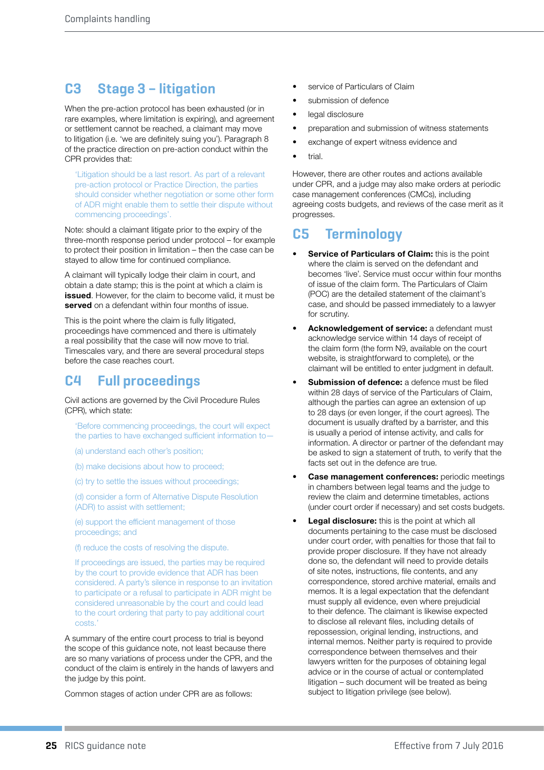## C3 Stage 3 – litigation

When the pre-action protocol has been exhausted (or in rare examples, where limitation is expiring), and agreement or settlement cannot be reached, a claimant may move to litigation (i.e. 'we are definitely suing you'). Paragraph 8 of the practice direction on pre-action conduct within the CPR provides that:

> 'Litigation should be a last resort. As part of a relevant pre-action protocol or Practice Direction, the parties should consider whether negotiation or some other form of ADR might enable them to settle their dispute without commencing proceedings'.

Note: should a claimant litigate prior to the expiry of the three-month response period under protocol – for example to protect their position in limitation – then the case can be stayed to allow time for continued compliance.

A claimant will typically lodge their claim in court, and obtain a date stamp; this is the point at which a claim is **issued**. However, for the claim to become valid, it must be **served** on a defendant within four months of issue.

This is the point where the claim is fully litigated, proceedings have commenced and there is ultimately a real possibility that the case will now move to trial. Timescales vary, and there are several procedural steps before the case reaches court.

## C4 Full proceedings

Civil actions are governed by the Civil Procedure Rules (CPR), which state:

> 'Before commencing proceedings, the court will expect the parties to have exchanged sufficient information to—
>
> (a) understand each other's position;
>
> (b) make decisions about how to proceed;
>
> (c) try to settle the issues without proceedings;
>
> (d) consider a form of Alternative Dispute Resolution (ADR) to assist with settlement;
>
> (e) support the efficient management of those proceedings; and
>
> (f) reduce the costs of resolving the dispute.
>
> If proceedings are issued, the parties may be required by the court to provide evidence that ADR has been considered. A party's silence in response to an invitation to participate or a refusal to participate in ADR might be considered unreasonable by the court and could lead to the court ordering that party to pay additional court costs.'

A summary of the entire court process to trial is beyond the scope of this guidance note, not least because there are so many variations of process under the CPR, and the conduct of the claim is entirely in the hands of lawyers and the judge by this point.

Common stages of action under CPR are as follows:

- service of Particulars of Claim
- submission of defence
- legal disclosure
- preparation and submission of witness statements
- exchange of expert witness evidence and
- trial.

However, there are other routes and actions available under CPR, and a judge may also make orders at periodic case management conferences (CMCs), including agreeing costs budgets, and reviews of the case merit as it progresses.

## C5 Terminology

- **Service of Particulars of Claim:** this is the point where the claim is served on the defendant and becomes 'live'. Service must occur within four months of issue of the claim form. The Particulars of Claim (POC) are the detailed statement of the claimant's case, and should be passed immediately to a lawyer for scrutiny.
- **Acknowledgement of service:** a defendant must acknowledge service within 14 days of receipt of the claim form (the form N9, available on the court website, is straightforward to complete), or the claimant will be entitled to enter judgment in default.
- **Submission of defence:** a defence must be filed within 28 days of service of the Particulars of Claim, although the parties can agree an extension of up to 28 days (or even longer, if the court agrees). The document is usually drafted by a barrister, and this is usually a period of intense activity, and calls for information. A director or partner of the defendant may be asked to sign a statement of truth, to verify that the facts set out in the defence are true.
- **Case management conferences:** periodic meetings in chambers between legal teams and the judge to review the claim and determine timetables, actions (under court order if necessary) and set costs budgets.
- **Legal disclosure:** this is the point at which all documents pertaining to the case must be disclosed under court order, with penalties for those that fail to provide proper disclosure. If they have not already done so, the defendant will need to provide details of site notes, instructions, file contents, and any correspondence, stored archive material, emails and memos. It is a legal expectation that the defendant must supply all evidence, even where prejudicial to their defence. The claimant is likewise expected to disclose all relevant files, including details of repossession, original lending, instructions, and internal memos. Neither party is required to provide correspondence between themselves and their lawyers written for the purposes of obtaining legal advice or in the course of actual or contemplated litigation – such document will be treated as being subject to litigation privilege (see below).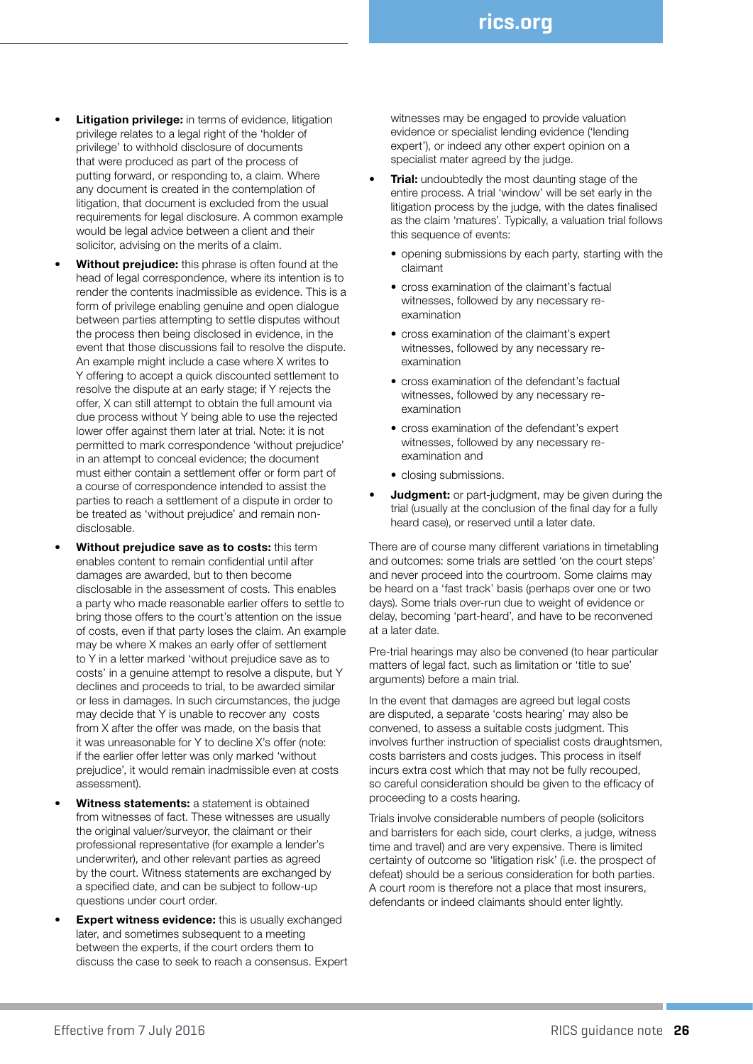- **Litigation privilege:** in terms of evidence, litigation privilege relates to a legal right of the 'holder of privilege' to withhold disclosure of documents that were produced as part of the process of putting forward, or responding to, a claim. Where any document is created in the contemplation of litigation, that document is excluded from the usual requirements for legal disclosure. A common example would be legal advice between a client and their solicitor, advising on the merits of a claim.
- **Without prejudice:** this phrase is often found at the head of legal correspondence, where its intention is to render the contents inadmissible as evidence. This is a form of privilege enabling genuine and open dialogue between parties attempting to settle disputes without the process then being disclosed in evidence, in the event that those discussions fail to resolve the dispute. An example might include a case where X writes to Y offering to accept a quick discounted settlement to resolve the dispute at an early stage; if Y rejects the offer, X can still attempt to obtain the full amount via due process without Y being able to use the rejected lower offer against them later at trial. Note: it is not permitted to mark correspondence 'without prejudice' in an attempt to conceal evidence; the document must either contain a settlement offer or form part of a course of correspondence intended to assist the parties to reach a settlement of a dispute in order to be treated as 'without prejudice' and remain non-disclosable.
- **Without prejudice save as to costs:** this term enables content to remain confidential until after damages are awarded, but to then become disclosable in the assessment of costs. This enables a party who made reasonable earlier offers to settle to bring those offers to the court's attention on the issue of costs, even if that party loses the claim. An example may be where X makes an early offer of settlement to Y in a letter marked 'without prejudice save as to costs' in a genuine attempt to resolve a dispute, but Y declines and proceeds to trial, to be awarded similar or less in damages. In such circumstances, the judge may decide that Y is unable to recover any costs from X after the offer was made, on the basis that it was unreasonable for Y to decline X's offer (note: if the earlier offer letter was only marked 'without prejudice', it would remain inadmissible even at costs assessment).
- **Witness statements:** a statement is obtained from witnesses of fact. These witnesses are usually the original valuer/surveyor, the claimant or their professional representative (for example a lender's underwriter), and other relevant parties as agreed by the court. Witness statements are exchanged by a specified date, and can be subject to follow-up questions under court order.
- **Expert witness evidence:** this is usually exchanged later, and sometimes subsequent to a meeting between the experts, if the court orders them to discuss the case to seek to reach a consensus. Expert witnesses may be engaged to provide valuation evidence or specialist lending evidence ('lending expert'), or indeed any other expert opinion on a specialist mater agreed by the judge.
- **Trial:** undoubtedly the most daunting stage of the entire process. A trial 'window' will be set early in the litigation process by the judge, with the dates finalised as the claim 'matures'. Typically, a valuation trial follows this sequence of events:
  - opening submissions by each party, starting with the claimant
  - cross examination of the claimant's factual witnesses, followed by any necessary re-examination
  - cross examination of the claimant's expert witnesses, followed by any necessary re-examination
  - cross examination of the defendant's factual witnesses, followed by any necessary re-examination
  - cross examination of the defendant's expert witnesses, followed by any necessary re-examination and
  - closing submissions.
- **Judgment:** or part-judgment, may be given during the trial (usually at the conclusion of the final day for a fully heard case), or reserved until a later date.

There are of course many different variations in timetabling and outcomes: some trials are settled 'on the court steps' and never proceed into the courtroom. Some claims may be heard on a 'fast track' basis (perhaps over one or two days). Some trials over-run due to weight of evidence or delay, becoming 'part-heard', and have to be reconvened at a later date.

Pre-trial hearings may also be convened (to hear particular matters of legal fact, such as limitation or 'title to sue' arguments) before a main trial.

In the event that damages are agreed but legal costs are disputed, a separate 'costs hearing' may also be convened, to assess a suitable costs judgment. This involves further instruction of specialist costs draughtsmen, costs barristers and costs judges. This process in itself incurs extra cost which that may not be fully recouped, so careful consideration should be given to the efficacy of proceeding to a costs hearing.

Trials involve considerable numbers of people (solicitors and barristers for each side, court clerks, a judge, witness time and travel) and are very expensive. There is limited certainty of outcome so 'litigation risk' (i.e. the prospect of defeat) should be a serious consideration for both parties. A court room is therefore not a place that most insurers, defendants or indeed claimants should enter lightly.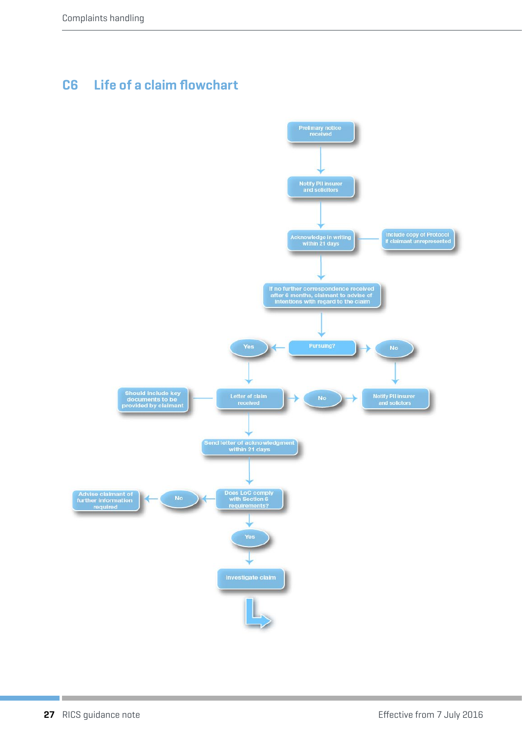## C6 Life of a claim flowchart

- Prelimary notice received
- Notify PII insurer and solicitors
- Acknowledge in writing within 21 days
  - Include copy of Protocol if claimant unrepresented
- If no further correspondence received after 6 months, claimant to advise of intentions with regard to the claim
- Pursuing?
  - No → Notify PII insurer and solicitors
  - Yes → Letter of claim received
    - Should include key documents to be provided by claimant
    - No → Notify PII insurer and solicitors
- Send letter of acknowledgment within 21 days
- Does LoC comply with Section 6 requirements?
  - No → Advise claimant of further information required
  - Yes → Investigate claim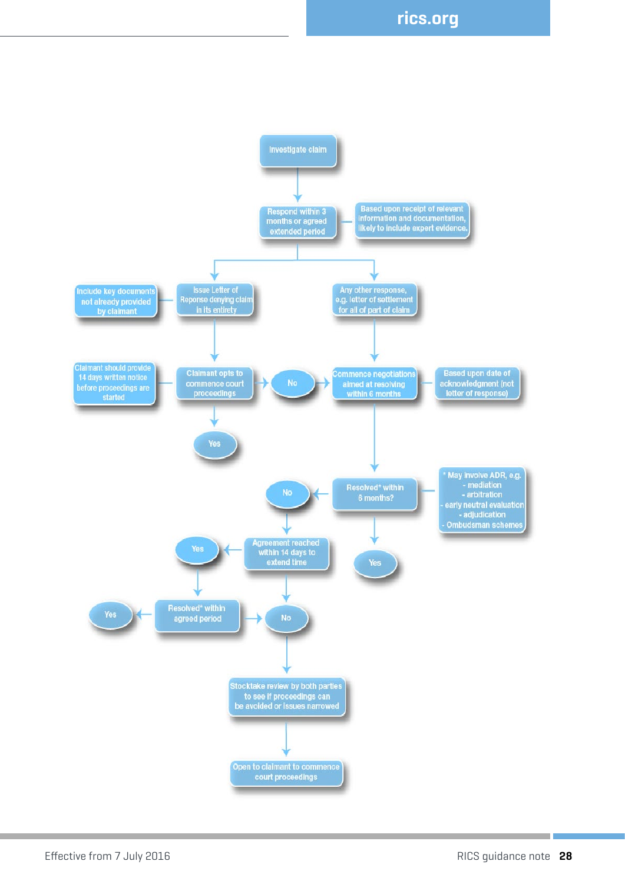Investigate claim

↓

Respond within 3 months or agreed extended period — Based upon receipt of relevant information and documentation, likely to include expert evidence.

↓

- Issue Letter of Reponse denying claim in its entirety — Include key documents not already provided by claimant
  - ↓ Claimant opts to commence court proceedings — Claimant should provide 14 days written notice before proceedings are started
    - Yes
    - No → Commence negotiations aimed at resolving within 6 months
- Any other response, e.g. letter of settlement for all of part of claim
  - ↓ Commence negotiations aimed at resolving within 6 months — Based upon date of acknowledgment (not letter of response)

↓

Resolved* within 6 months? — * May involve ADR, e.g.
- mediation
- arbitration
- early neutral evaluation
- adjudication
- Ombudsman schemes

- Yes
- No → Agreement reached within 14 days to extend time
  - Yes → Resolved* within agreed period
    - Yes
    - No
  - No

↓

Stocktake review by both parties to see if proceedings can be avoided or issues narrowed

↓

Open to claimant to commence court proceedings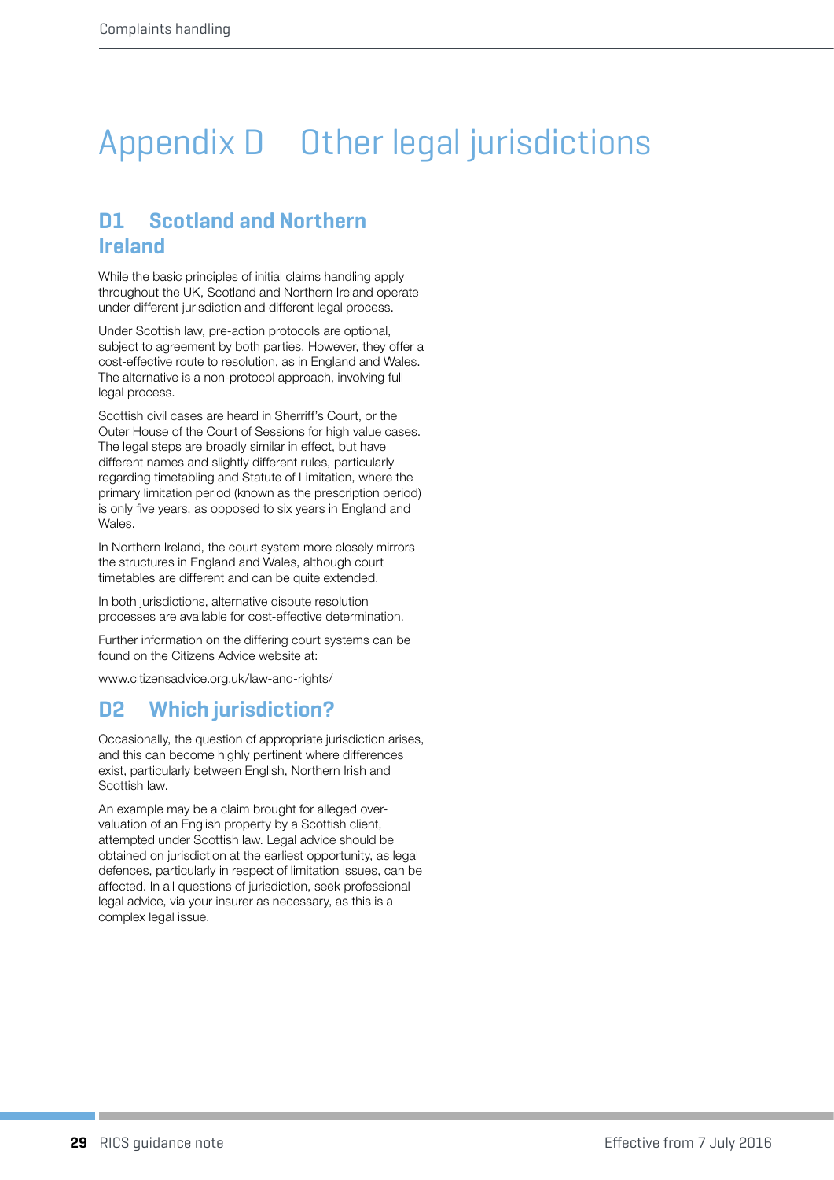# Appendix D Other legal jurisdictions

## D1 Scotland and Northern Ireland

While the basic principles of initial claims handling apply throughout the UK, Scotland and Northern Ireland operate under different jurisdiction and different legal process.

Under Scottish law, pre-action protocols are optional, subject to agreement by both parties. However, they offer a cost-effective route to resolution, as in England and Wales. The alternative is a non-protocol approach, involving full legal process.

Scottish civil cases are heard in Sherriff's Court, or the Outer House of the Court of Sessions for high value cases. The legal steps are broadly similar in effect, but have different names and slightly different rules, particularly regarding timetabling and Statute of Limitation, where the primary limitation period (known as the prescription period) is only five years, as opposed to six years in England and Wales.

In Northern Ireland, the court system more closely mirrors the structures in England and Wales, although court timetables are different and can be quite extended.

In both jurisdictions, alternative dispute resolution processes are available for cost-effective determination.

Further information on the differing court systems can be found on the Citizens Advice website at:

www.citizensadvice.org.uk/law-and-rights/

## D2 Which jurisdiction?

Occasionally, the question of appropriate jurisdiction arises, and this can become highly pertinent where differences exist, particularly between English, Northern Irish and Scottish law.

An example may be a claim brought for alleged over-valuation of an English property by a Scottish client, attempted under Scottish law. Legal advice should be obtained on jurisdiction at the earliest opportunity, as legal defences, particularly in respect of limitation issues, can be affected. In all questions of jurisdiction, seek professional legal advice, via your insurer as necessary, as this is a complex legal issue.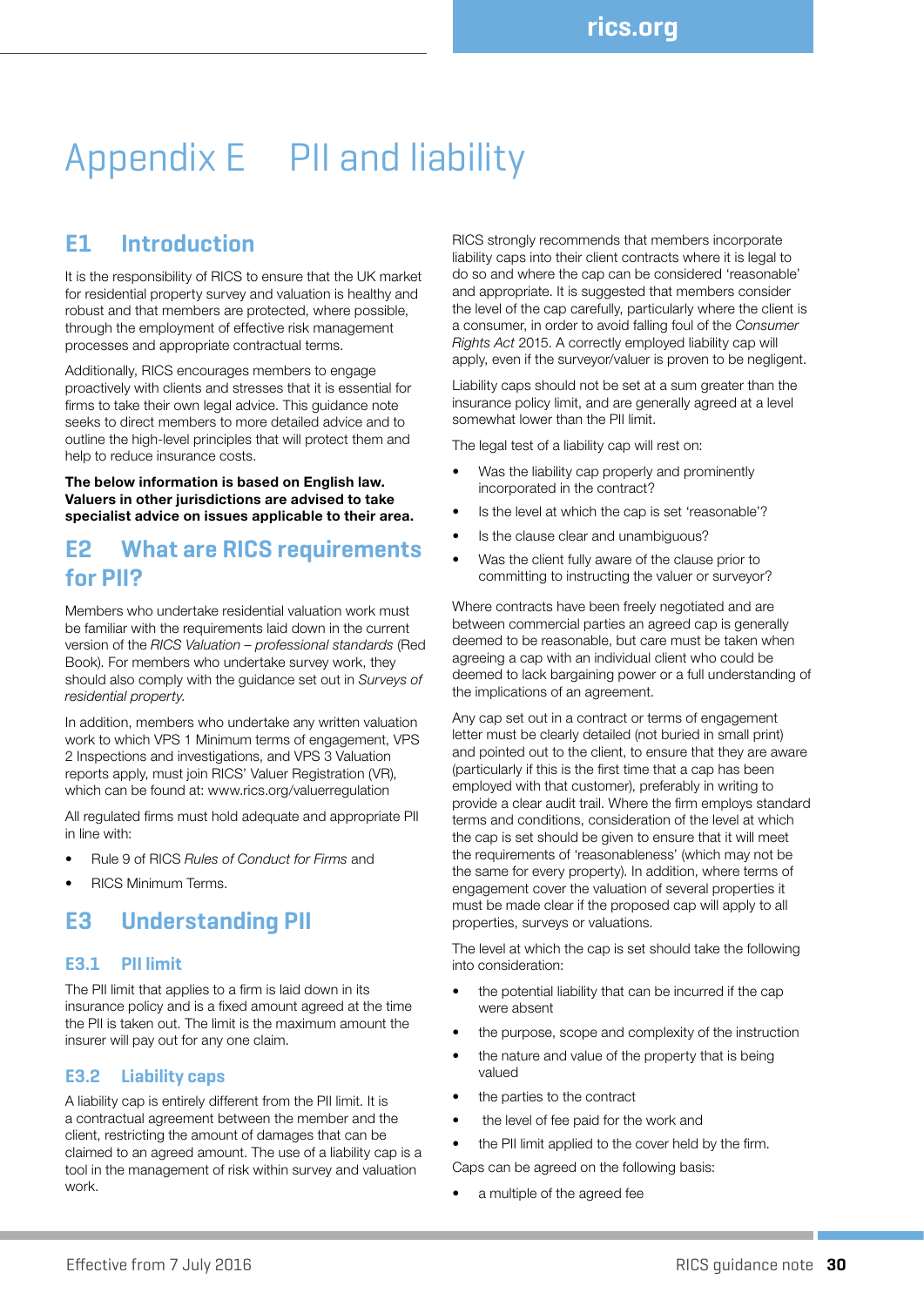# Appendix E PII and liability

## E1 Introduction

It is the responsibility of RICS to ensure that the UK market for residential property survey and valuation is healthy and robust and that members are protected, where possible, through the employment of effective risk management processes and appropriate contractual terms.

Additionally, RICS encourages members to engage proactively with clients and stresses that it is essential for firms to take their own legal advice. This guidance note seeks to direct members to more detailed advice and to outline the high-level principles that will protect them and help to reduce insurance costs.

**The below information is based on English law. Valuers in other jurisdictions are advised to take specialist advice on issues applicable to their area.**

## E2 What are RICS requirements for PII?

Members who undertake residential valuation work must be familiar with the requirements laid down in the current version of the *RICS Valuation – professional standards* (Red Book). For members who undertake survey work, they should also comply with the guidance set out in *Surveys of residential property*.

In addition, members who undertake any written valuation work to which VPS 1 Minimum terms of engagement, VPS 2 Inspections and investigations, and VPS 3 Valuation reports apply, must join RICS' Valuer Registration (VR), which can be found at: www.rics.org/valuerregulation

All regulated firms must hold adequate and appropriate PII in line with:

- Rule 9 of RICS *Rules of Conduct for Firms* and
- RICS Minimum Terms.

## E3 Understanding PII

### E3.1 PII limit

The PII limit that applies to a firm is laid down in its insurance policy and is a fixed amount agreed at the time the PII is taken out. The limit is the maximum amount the insurer will pay out for any one claim.

### E3.2 Liability caps

A liability cap is entirely different from the PII limit. It is a contractual agreement between the member and the client, restricting the amount of damages that can be claimed to an agreed amount. The use of a liability cap is a tool in the management of risk within survey and valuation work.

RICS strongly recommends that members incorporate liability caps into their client contracts where it is legal to do so and where the cap can be considered 'reasonable' and appropriate. It is suggested that members consider the level of the cap carefully, particularly where the client is a consumer, in order to avoid falling foul of the *Consumer Rights Act* 2015. A correctly employed liability cap will apply, even if the surveyor/valuer is proven to be negligent.

Liability caps should not be set at a sum greater than the insurance policy limit, and are generally agreed at a level somewhat lower than the PII limit.

The legal test of a liability cap will rest on:

- Was the liability cap properly and prominently incorporated in the contract?
- Is the level at which the cap is set 'reasonable'?
- Is the clause clear and unambiguous?
- Was the client fully aware of the clause prior to committing to instructing the valuer or surveyor?

Where contracts have been freely negotiated and are between commercial parties an agreed cap is generally deemed to be reasonable, but care must be taken when agreeing a cap with an individual client who could be deemed to lack bargaining power or a full understanding of the implications of an agreement.

Any cap set out in a contract or terms of engagement letter must be clearly detailed (not buried in small print) and pointed out to the client, to ensure that they are aware (particularly if this is the first time that a cap has been employed with that customer), preferably in writing to provide a clear audit trail. Where the firm employs standard terms and conditions, consideration of the level at which the cap is set should be given to ensure that it will meet the requirements of 'reasonableness' (which may not be the same for every property). In addition, where terms of engagement cover the valuation of several properties it must be made clear if the proposed cap will apply to all properties, surveys or valuations.

The level at which the cap is set should take the following into consideration:

- the potential liability that can be incurred if the cap were absent
- the purpose, scope and complexity of the instruction
- the nature and value of the property that is being valued
- the parties to the contract
- the level of fee paid for the work and
- the PII limit applied to the cover held by the firm.

Caps can be agreed on the following basis:

- a multiple of the agreed fee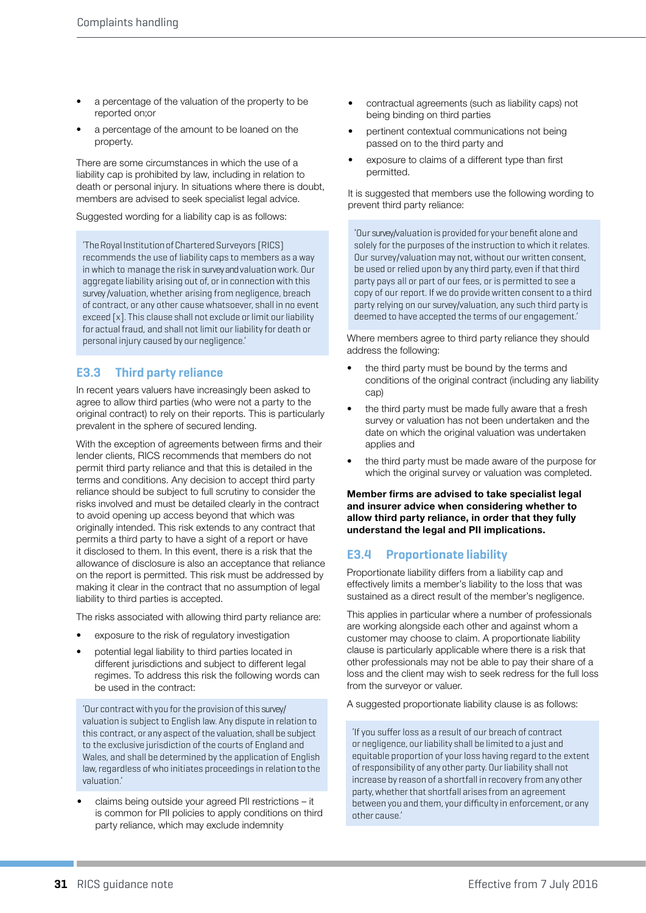- a percentage of the valuation of the property to be reported on;or
- a percentage of the amount to be loaned on the property.

There are some circumstances in which the use of a liability cap is prohibited by law, including in relation to death or personal injury. In situations where there is doubt, members are advised to seek specialist legal advice.

Suggested wording for a liability cap is as follows:

> 'The Royal Institution of Chartered Surveyors (RICS) recommends the use of liability caps to members as a way in which to manage the risk in survey and valuation work. Our aggregate liability arising out of, or in connection with this survey /valuation, whether arising from negligence, breach of contract, or any other cause whatsoever, shall in no event exceed [x]. This clause shall not exclude or limit our liability for actual fraud, and shall not limit our liability for death or personal injury caused by our negligence.'

## E3.3 Third party reliance

In recent years valuers have increasingly been asked to agree to allow third parties (who were not a party to the original contract) to rely on their reports. This is particularly prevalent in the sphere of secured lending.

With the exception of agreements between firms and their lender clients, RICS recommends that members do not permit third party reliance and that this is detailed in the terms and conditions. Any decision to accept third party reliance should be subject to full scrutiny to consider the risks involved and must be detailed clearly in the contract to avoid opening up access beyond that which was originally intended. This risk extends to any contract that permits a third party to have a sight of a report or have it disclosed to them. In this event, there is a risk that the allowance of disclosure is also an acceptance that reliance on the report is permitted. This risk must be addressed by making it clear in the contract that no assumption of legal liability to third parties is accepted.

The risks associated with allowing third party reliance are:

- exposure to the risk of regulatory investigation
- potential legal liability to third parties located in different jurisdictions and subject to different legal regimes. To address this risk the following words can be used in the contract:

> 'Our contract with you for the provision of this survey/valuation is subject to English law. Any dispute in relation to this contract, or any aspect of the valuation, shall be subject to the exclusive jurisdiction of the courts of England and Wales, and shall be determined by the application of English law, regardless of who initiates proceedings in relation to the valuation.'

- claims being outside your agreed PII restrictions – it is common for PII policies to apply conditions on third party reliance, which may exclude indemnity
- contractual agreements (such as liability caps) not being binding on third parties
- pertinent contextual communications not being passed on to the third party and
- exposure to claims of a different type than first permitted.

It is suggested that members use the following wording to prevent third party reliance:

> 'Our survey/valuation is provided for your benefit alone and solely for the purposes of the instruction to which it relates. Our survey/valuation may not, without our written consent, be used or relied upon by any third party, even if that third party pays all or part of our fees, or is permitted to see a copy of our report. If we do provide written consent to a third party relying on our survey/valuation, any such third party is deemed to have accepted the terms of our engagement.'

Where members agree to third party reliance they should address the following:

- the third party must be bound by the terms and conditions of the original contract (including any liability cap)
- the third party must be made fully aware that a fresh survey or valuation has not been undertaken and the date on which the original valuation was undertaken applies and
- the third party must be made aware of the purpose for which the original survey or valuation was completed.

**Member firms are advised to take specialist legal and insurer advice when considering whether to allow third party reliance, in order that they fully understand the legal and PII implications.**

## E3.4 Proportionate liability

Proportionate liability differs from a liability cap and effectively limits a member's liability to the loss that was sustained as a direct result of the member's negligence.

This applies in particular where a number of professionals are working alongside each other and against whom a customer may choose to claim. A proportionate liability clause is particularly applicable where there is a risk that other professionals may not be able to pay their share of a loss and the client may wish to seek redress for the full loss from the surveyor or valuer.

A suggested proportionate liability clause is as follows:

> 'If you suffer loss as a result of our breach of contract or negligence, our liability shall be limited to a just and equitable proportion of your loss having regard to the extent of responsibility of any other party. Our liability shall not increase by reason of a shortfall in recovery from any other party, whether that shortfall arises from an agreement between you and them, your difficulty in enforcement, or any other cause.'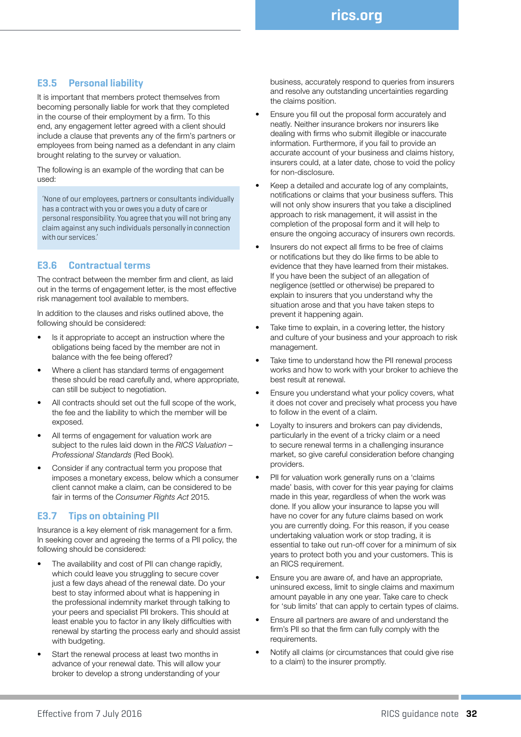## E3.5 Personal liability

It is important that members protect themselves from becoming personally liable for work that they completed in the course of their employment by a firm. To this end, any engagement letter agreed with a client should include a clause that prevents any of the firm's partners or employees from being named as a defendant in any claim brought relating to the survey or valuation.

The following is an example of the wording that can be used:

> 'None of our employees, partners or consultants individually has a contract with you or owes you a duty of care or personal responsibility. You agree that you will not bring any claim against any such individuals personally in connection with our services.'

## E3.6 Contractual terms

The contract between the member firm and client, as laid out in the terms of engagement letter, is the most effective risk management tool available to members.

In addition to the clauses and risks outlined above, the following should be considered:

- Is it appropriate to accept an instruction where the obligations being faced by the member are not in balance with the fee being offered?
- Where a client has standard terms of engagement these should be read carefully and, where appropriate, can still be subject to negotiation.
- All contracts should set out the full scope of the work, the fee and the liability to which the member will be exposed.
- All terms of engagement for valuation work are subject to the rules laid down in the *RICS Valuation – Professional Standards* (Red Book).
- Consider if any contractual term you propose that imposes a monetary excess, below which a consumer client cannot make a claim, can be considered to be fair in terms of the *Consumer Rights Act* 2015.

## E3.7 Tips on obtaining PII

Insurance is a key element of risk management for a firm. In seeking cover and agreeing the terms of a PII policy, the following should be considered:

- The availability and cost of PII can change rapidly, which could leave you struggling to secure cover just a few days ahead of the renewal date. Do your best to stay informed about what is happening in the professional indemnity market through talking to your peers and specialist PII brokers. This should at least enable you to factor in any likely difficulties with renewal by starting the process early and should assist with budgeting.
- Start the renewal process at least two months in advance of your renewal date. This will allow your broker to develop a strong understanding of your business, accurately respond to queries from insurers and resolve any outstanding uncertainties regarding the claims position.
- Ensure you fill out the proposal form accurately and neatly. Neither insurance brokers nor insurers like dealing with firms who submit illegible or inaccurate information. Furthermore, if you fail to provide an accurate account of your business and claims history, insurers could, at a later date, chose to void the policy for non-disclosure.
- Keep a detailed and accurate log of any complaints, notifications or claims that your business suffers. This will not only show insurers that you take a disciplined approach to risk management, it will assist in the completion of the proposal form and it will help to ensure the ongoing accuracy of insurers own records.
- Insurers do not expect all firms to be free of claims or notifications but they do like firms to be able to evidence that they have learned from their mistakes. If you have been the subject of an allegation of negligence (settled or otherwise) be prepared to explain to insurers that you understand why the situation arose and that you have taken steps to prevent it happening again.
- Take time to explain, in a covering letter, the history and culture of your business and your approach to risk management.
- Take time to understand how the PII renewal process works and how to work with your broker to achieve the best result at renewal.
- Ensure you understand what your policy covers, what it does not cover and precisely what process you have to follow in the event of a claim.
- Loyalty to insurers and brokers can pay dividends, particularly in the event of a tricky claim or a need to secure renewal terms in a challenging insurance market, so give careful consideration before changing providers.
- PII for valuation work generally runs on a 'claims made' basis, with cover for this year paying for claims made in this year, regardless of when the work was done. If you allow your insurance to lapse you will have no cover for any future claims based on work you are currently doing. For this reason, if you cease undertaking valuation work or stop trading, it is essential to take out run-off cover for a minimum of six years to protect both you and your customers. This is an RICS requirement.
- Ensure you are aware of, and have an appropriate, uninsured excess, limit to single claims and maximum amount payable in any one year. Take care to check for 'sub limits' that can apply to certain types of claims.
- Ensure all partners are aware of and understand the firm's PII so that the firm can fully comply with the requirements.
- Notify all claims (or circumstances that could give rise to a claim) to the insurer promptly.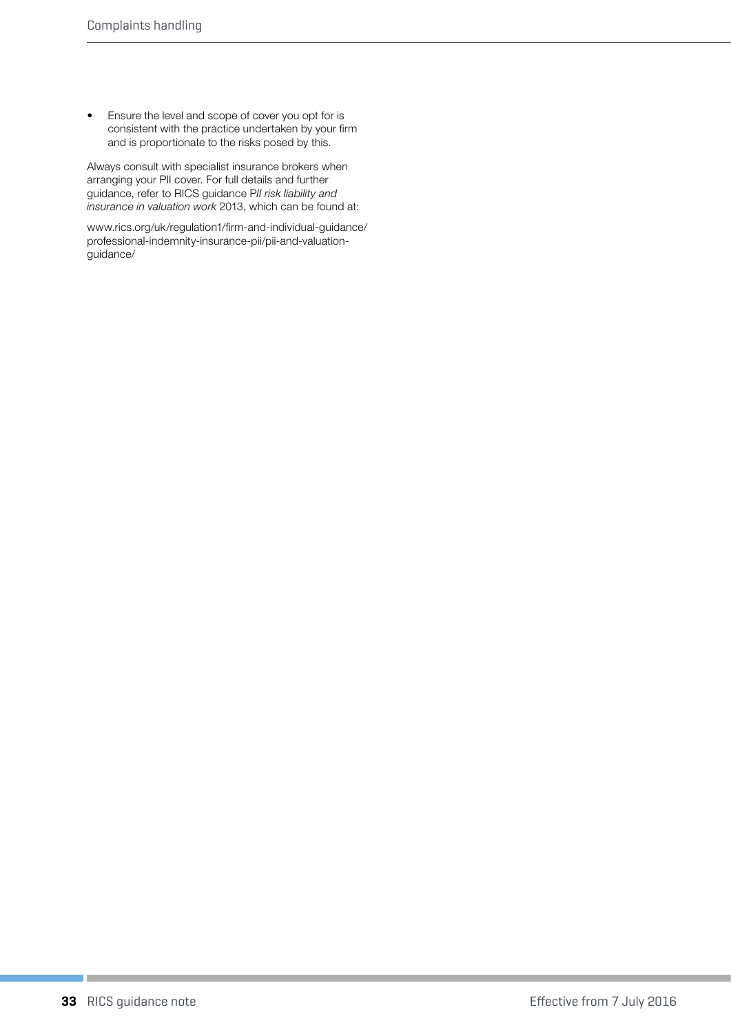- Ensure the level and scope of cover you opt for is consistent with the practice undertaken by your firm and is proportionate to the risks posed by this.

Always consult with specialist insurance brokers when arranging your PII cover. For full details and further guidance, refer to RICS guidance P*II risk liability and insurance in valuation work* 2013, which can be found at:

www.rics.org/uk/regulation1/firm-and-individual-guidance/professional-indemnity-insurance-pii/pii-and-valuation-guidance/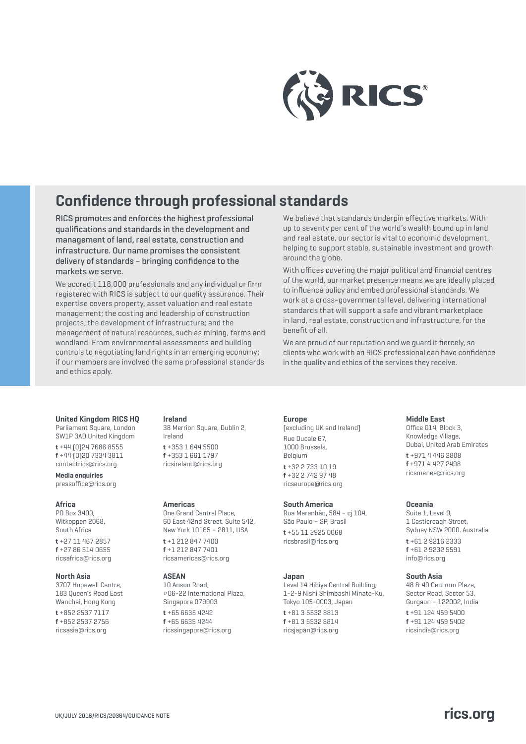## Confidence through professional standards

RICS promotes and enforces the highest professional qualifications and standards in the development and management of land, real estate, construction and infrastructure. Our name promises the consistent delivery of standards – bringing confidence to the markets we serve.

We accredit 118,000 professionals and any individual or firm registered with RICS is subject to our quality assurance. Their expertise covers property, asset valuation and real estate management; the costing and leadership of construction projects; the development of infrastructure; and the management of natural resources, such as mining, farms and woodland. From environmental assessments and building controls to negotiating land rights in an emerging economy; if our members are involved the same professional standards and ethics apply.

We believe that standards underpin effective markets. With up to seventy per cent of the world's wealth bound up in land and real estate, our sector is vital to economic development, helping to support stable, sustainable investment and growth around the globe.

With offices covering the major political and financial centres of the world, our market presence means we are ideally placed to influence policy and embed professional standards. We work at a cross-governmental level, delivering international standards that will support a safe and vibrant marketplace in land, real estate, construction and infrastructure, for the benefit of all.

We are proud of our reputation and we guard it fiercely, so clients who work with an RICS professional can have confidence in the quality and ethics of the services they receive.

**United Kingdom RICS HQ**
Parliament Square, London
SW1P 3AD United Kingdom
**t** +44 (0)24 7686 8555
**f** +44 (0)20 7334 3811
contactrics@rics.org

**Media enquiries**
pressoffice@rics.org

**Africa**
PO Box 3400,
Witkoppen 2068,
South Africa
**t** +27 11 467 2857
**f** +27 86 514 0655
ricsafrica@rics.org

**North Asia**
3707 Hopewell Centre,
183 Queen's Road East
Wanchai, Hong Kong
**t** +852 2537 7117
**f** +852 2537 2756
ricsasia@rics.org

**Ireland**
38 Merrion Square, Dublin 2,
Ireland
**t** +353 1 644 5500
**f** +353 1 661 1797
ricsireland@rics.org

**Americas**
One Grand Central Place,
60 East 42nd Street, Suite 542,
New York 10165 – 2811, USA
**t** +1 212 847 7400
**f** +1 212 847 7401
ricsamericas@rics.org

**ASEAN**
10 Anson Road,
#06-22 International Plaza,
Singapore 079903
**t** +65 6635 4242
**f** +65 6635 4244
ricssingapore@rics.org

**Europe**
(excluding UK and Ireland)
Rue Ducale 67,
1000 Brussels,
Belgium
**t** +32 2 733 10 19
**f** +32 2 742 97 48
ricseurope@rics.org

**South America**
Rua Maranhão, 584 – cj 104,
São Paulo – SP, Brasil
**t** +55 11 2925 0068
ricsbrasil@rics.org

**Japan**
Level 14 Hibiya Central Building,
1-2-9 Nishi Shimbashi Minato-Ku,
Tokyo 105-0003, Japan
**t** +81 3 5532 8813
**f** +81 3 5532 8814
ricsjapan@rics.org

**Middle East**
Office G14, Block 3,
Knowledge Village,
Dubai, United Arab Emirates
**t** +971 4 446 2808
**f** +971 4 427 2498
ricsmenea@rics.org

**Oceania**
Suite 1, Level 9,
1 Castlereagh Street,
Sydney NSW 2000. Australia
**t** +61 2 9216 2333
**f** +61 2 9232 5591
info@rics.org

**South Asia**
48 & 49 Centrum Plaza,
Sector Road, Sector 53,
Gurgaon – 122002, India
**t** +91 124 459 5400
**f** +91 124 459 5402
ricsindia@rics.org

UK/JULY 2016/RICS/20364/GUIDANCE NOTE

**rics.org**